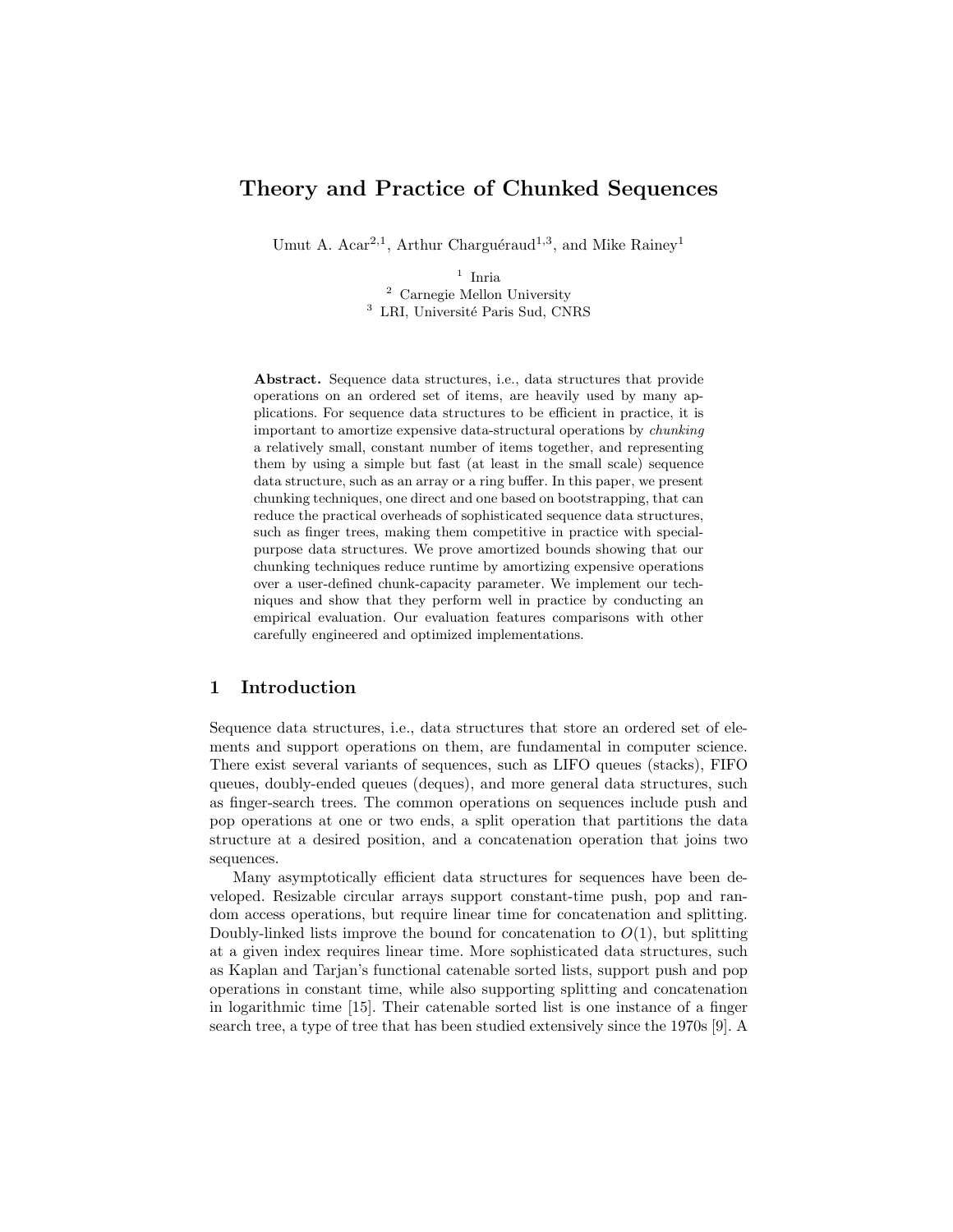# Theory and Practice of Chunked Sequences

Umut A. Acar[2,1], Arthur Charguéraud[1,3], and Mike Rainey[1]

[1] Inria
[2] Carnegie Mellon University
[3] LRI, Université Paris Sud, CNRS

**Abstract.** Sequence data structures, i.e., data structures that provide operations on an ordered set of items, are heavily used by many applications. For sequence data structures to be efficient in practice, it is important to amortize expensive data-structural operations by *chunking* a relatively small, constant number of items together, and representing them by using a simple but fast (at least in the small scale) sequence data structure, such as an array or a ring buffer. In this paper, we present chunking techniques, one direct and one based on bootstrapping, that can reduce the practical overheads of sophisticated sequence data structures, such as finger trees, making them competitive in practice with special-purpose data structures. We prove amortized bounds showing that our chunking techniques reduce runtime by amortizing expensive operations over a user-defined chunk-capacity parameter. We implement our techniques and show that they perform well in practice by conducting an empirical evaluation. Our evaluation features comparisons with other carefully engineered and optimized implementations.

## 1 Introduction

Sequence data structures, i.e., data structures that store an ordered set of elements and support operations on them, are fundamental in computer science. There exist several variants of sequences, such as LIFO queues (stacks), FIFO queues, doubly-ended queues (deques), and more general data structures, such as finger-search trees. The common operations on sequences include push and pop operations at one or two ends, a split operation that partitions the data structure at a desired position, and a concatenation operation that joins two sequences.

Many asymptotically efficient data structures for sequences have been developed. Resizable circular arrays support constant-time push, pop and random access operations, but require linear time for concatenation and splitting. Doubly-linked lists improve the bound for concatenation to $O(1)$, but splitting at a given index requires linear time. More sophisticated data structures, such as Kaplan and Tarjan's functional catenable sorted lists, support push and pop operations in constant time, while also supporting splitting and concatenation in logarithmic time [15]. Their catenable sorted list is one instance of a finger search tree, a type of tree that has been studied extensively since the 1970s [9]. A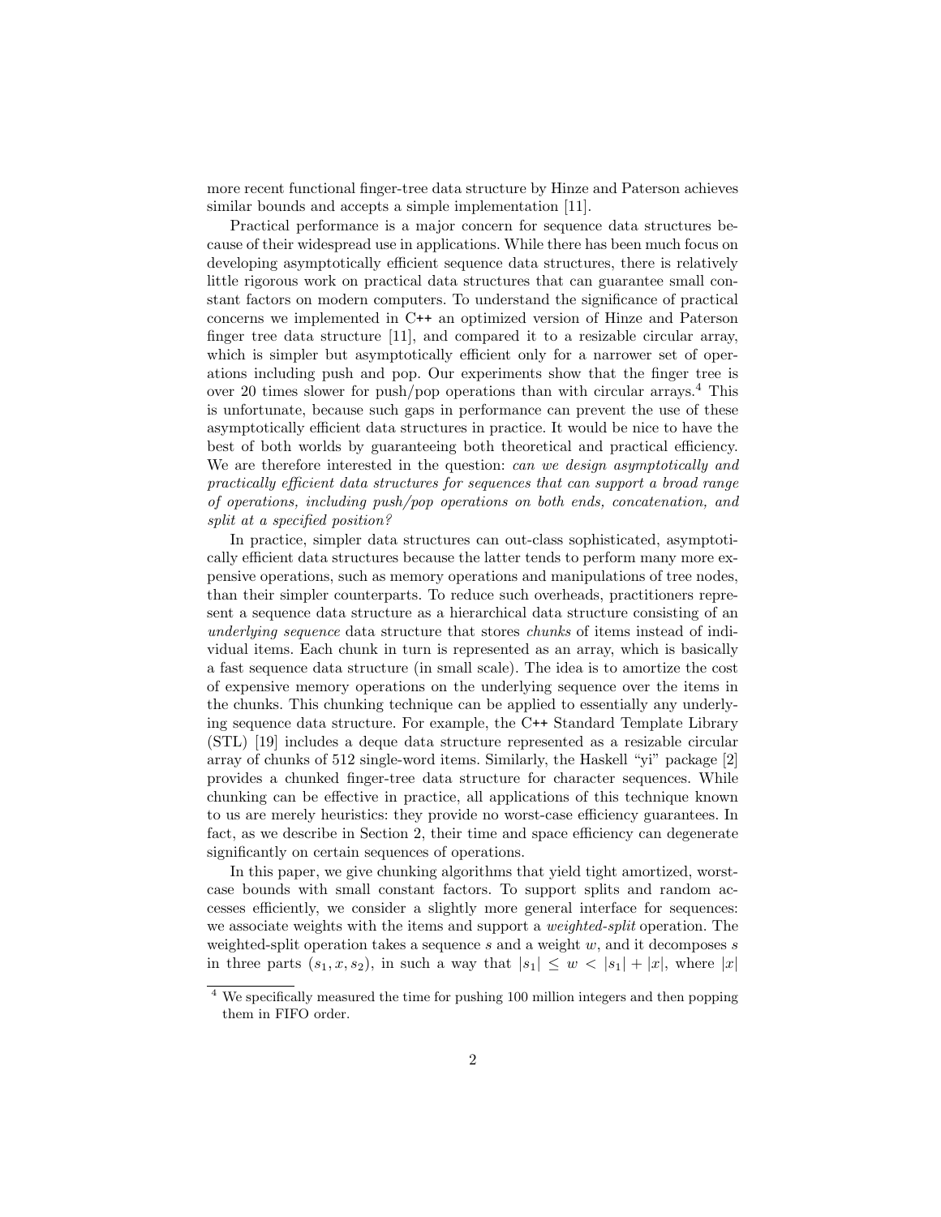more recent functional finger-tree data structure by Hinze and Paterson achieves similar bounds and accepts a simple implementation [11].

Practical performance is a major concern for sequence data structures because of their widespread use in applications. While there has been much focus on developing asymptotically efficient sequence data structures, there is relatively little rigorous work on practical data structures that can guarantee small constant factors on modern computers. To understand the significance of practical concerns we implemented in C++ an optimized version of Hinze and Paterson finger tree data structure [11], and compared it to a resizable circular array, which is simpler but asymptotically efficient only for a narrower set of operations including push and pop. Our experiments show that the finger tree is over 20 times slower for push/pop operations than with circular arrays.[4] This is unfortunate, because such gaps in performance can prevent the use of these asymptotically efficient data structures in practice. It would be nice to have the best of both worlds by guaranteeing both theoretical and practical efficiency. We are therefore interested in the question: *can we design asymptotically and practically efficient data structures for sequences that can support a broad range of operations, including push/pop operations on both ends, concatenation, and split at a specified position?*

In practice, simpler data structures can out-class sophisticated, asymptotically efficient data structures because the latter tends to perform many more expensive operations, such as memory operations and manipulations of tree nodes, than their simpler counterparts. To reduce such overheads, practitioners represent a sequence data structure as a hierarchical data structure consisting of an *underlying sequence* data structure that stores *chunks* of items instead of individual items. Each chunk in turn is represented as an array, which is basically a fast sequence data structure (in small scale). The idea is to amortize the cost of expensive memory operations on the underlying sequence over the items in the chunks. This chunking technique can be applied to essentially any underlying sequence data structure. For example, the C++ Standard Template Library (STL) [19] includes a deque data structure represented as a resizable circular array of chunks of 512 single-word items. Similarly, the Haskell "yi" package [2] provides a chunked finger-tree data structure for character sequences. While chunking can be effective in practice, all applications of this technique known to us are merely heuristics: they provide no worst-case efficiency guarantees. In fact, as we describe in Section 2, their time and space efficiency can degenerate significantly on certain sequences of operations.

In this paper, we give chunking algorithms that yield tight amortized, worst-case bounds with small constant factors. To support splits and random accesses efficiently, we consider a slightly more general interface for sequences: we associate weights with the items and support a *weighted-split* operation. The weighted-split operation takes a sequence $s$ and a weight $w$, and it decomposes $s$ in three parts $(s_1, x, s_2)$, in such a way that $|s_1| \leq w < |s_1| + |x|$, where $|x|$

[4] We specifically measured the time for pushing 100 million integers and then popping them in FIFO order.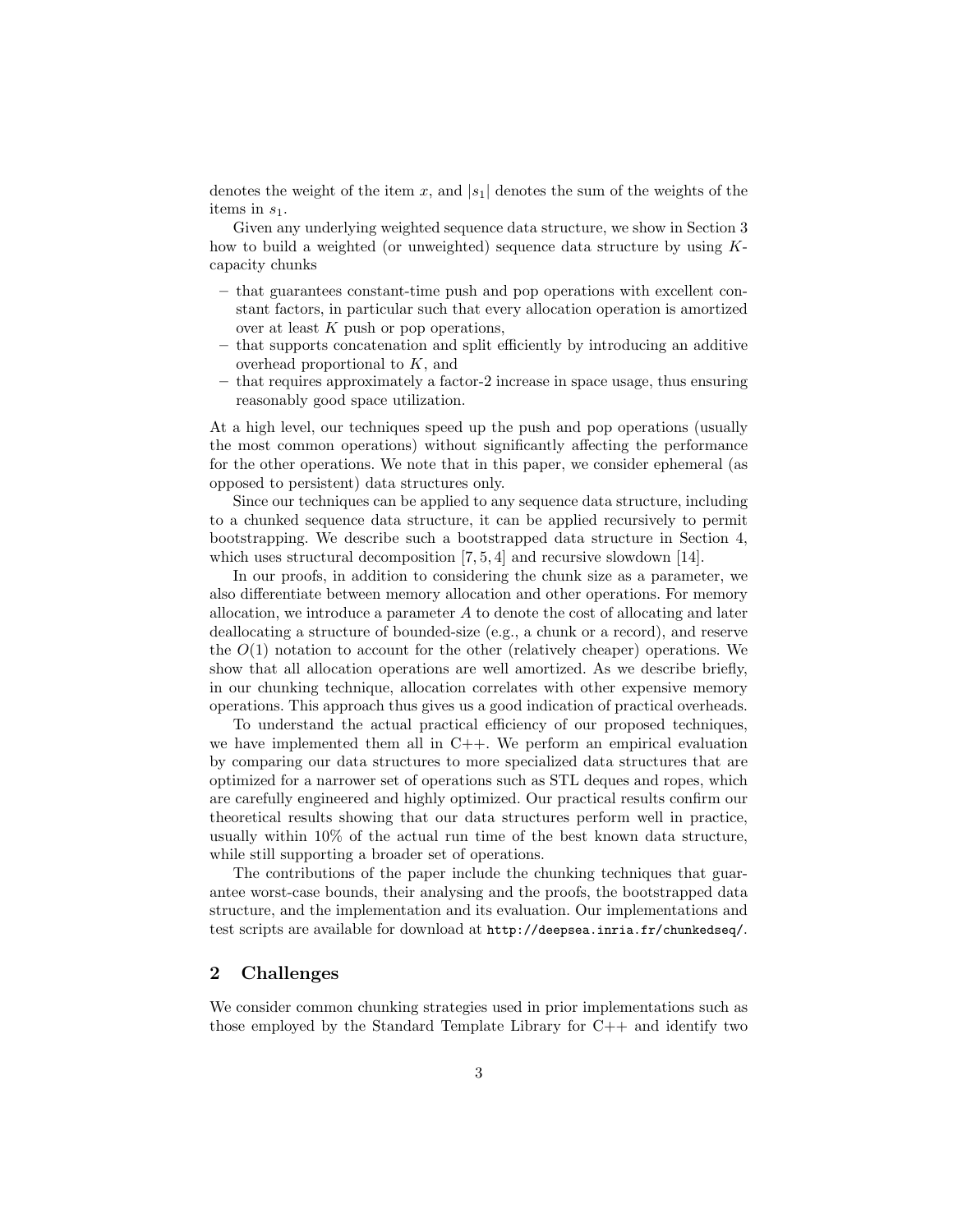denotes the weight of the item $x$, and $|s_1|$ denotes the sum of the weights of the items in $s_1$.

Given any underlying weighted sequence data structure, we show in Section 3 how to build a weighted (or unweighted) sequence data structure by using $K$-capacity chunks

- that guarantees constant-time push and pop operations with excellent constant factors, in particular such that every allocation operation is amortized over at least $K$ push or pop operations,
- that supports concatenation and split efficiently by introducing an additive overhead proportional to $K$, and
- that requires approximately a factor-2 increase in space usage, thus ensuring reasonably good space utilization.

At a high level, our techniques speed up the push and pop operations (usually the most common operations) without significantly affecting the performance for the other operations. We note that in this paper, we consider ephemeral (as opposed to persistent) data structures only.

Since our techniques can be applied to any sequence data structure, including to a chunked sequence data structure, it can be applied recursively to permit bootstrapping. We describe such a bootstrapped data structure in Section 4, which uses structural decomposition [7, 5, 4] and recursive slowdown [14].

In our proofs, in addition to considering the chunk size as a parameter, we also differentiate between memory allocation and other operations. For memory allocation, we introduce a parameter $A$ to denote the cost of allocating and later deallocating a structure of bounded-size (e.g., a chunk or a record), and reserve the $O(1)$ notation to account for the other (relatively cheaper) operations. We show that all allocation operations are well amortized. As we describe briefly, in our chunking technique, allocation correlates with other expensive memory operations. This approach thus gives us a good indication of practical overheads.

To understand the actual practical efficiency of our proposed techniques, we have implemented them all in C++. We perform an empirical evaluation by comparing our data structures to more specialized data structures that are optimized for a narrower set of operations such as STL deques and ropes, which are carefully engineered and highly optimized. Our practical results confirm our theoretical results showing that our data structures perform well in practice, usually within 10% of the actual run time of the best known data structure, while still supporting a broader set of operations.

The contributions of the paper include the chunking techniques that guarantee worst-case bounds, their analysing and the proofs, the bootstrapped data structure, and the implementation and its evaluation. Our implementations and test scripts are available for download at `http://deepsea.inria.fr/chunkedseq/`.

## 2 Challenges

We consider common chunking strategies used in prior implementations such as those employed by the Standard Template Library for C++ and identify two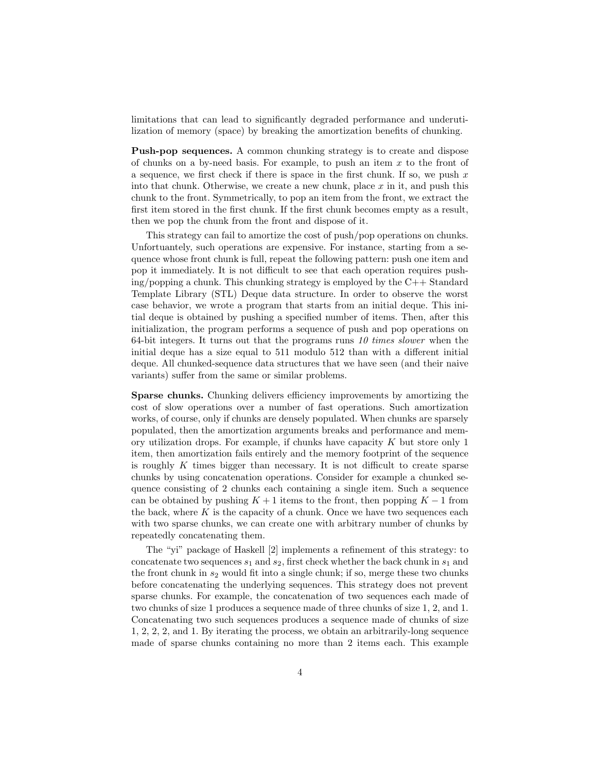limitations that can lead to significantly degraded performance and underutilization of memory (space) by breaking the amortization benefits of chunking.

**Push-pop sequences.** A common chunking strategy is to create and dispose of chunks on a by-need basis. For example, to push an item $x$ to the front of a sequence, we first check if there is space in the first chunk. If so, we push $x$ into that chunk. Otherwise, we create a new chunk, place $x$ in it, and push this chunk to the front. Symmetrically, to pop an item from the front, we extract the first item stored in the first chunk. If the first chunk becomes empty as a result, then we pop the chunk from the front and dispose of it.

This strategy can fail to amortize the cost of push/pop operations on chunks. Unfortunately, such operations are expensive. For instance, starting from a sequence whose front chunk is full, repeat the following pattern: push one item and pop it immediately. It is not difficult to see that each operation requires pushing/popping a chunk. This chunking strategy is employed by the C++ Standard Template Library (STL) Deque data structure. In order to observe the worst case behavior, we wrote a program that starts from an initial deque. This initial deque is obtained by pushing a specified number of items. Then, after this initialization, the program performs a sequence of push and pop operations on 64-bit integers. It turns out that the programs runs *10 times slower* when the initial deque has a size equal to 511 modulo 512 than with a different initial deque. All chunked-sequence data structures that we have seen (and their naive variants) suffer from the same or similar problems.

**Sparse chunks.** Chunking delivers efficiency improvements by amortizing the cost of slow operations over a number of fast operations. Such amortization works, of course, only if chunks are densely populated. When chunks are sparsely populated, then the amortization arguments breaks and performance and memory utilization drops. For example, if chunks have capacity $K$ but store only 1 item, then amortization fails entirely and the memory footprint of the sequence is roughly $K$ times bigger than necessary. It is not difficult to create sparse chunks by using concatenation operations. Consider for example a chunked sequence consisting of 2 chunks each containing a single item. Such a sequence can be obtained by pushing $K+1$ items to the front, then popping $K-1$ from the back, where $K$ is the capacity of a chunk. Once we have two sequences each with two sparse chunks, we can create one with arbitrary number of chunks by repeatedly concatenating them.

The "yi" package of Haskell [2] implements a refinement of this strategy: to concatenate two sequences $s_1$ and $s_2$, first check whether the back chunk in $s_1$ and the front chunk in $s_2$ would fit into a single chunk; if so, merge these two chunks before concatenating the underlying sequences. This strategy does not prevent sparse chunks. For example, the concatenation of two sequences each made of two chunks of size 1 produces a sequence made of three chunks of size 1, 2, and 1. Concatenating two such sequences produces a sequence made of chunks of size 1, 2, 2, 2, and 1. By iterating the process, we obtain an arbitrarily-long sequence made of sparse chunks containing no more than 2 items each. This example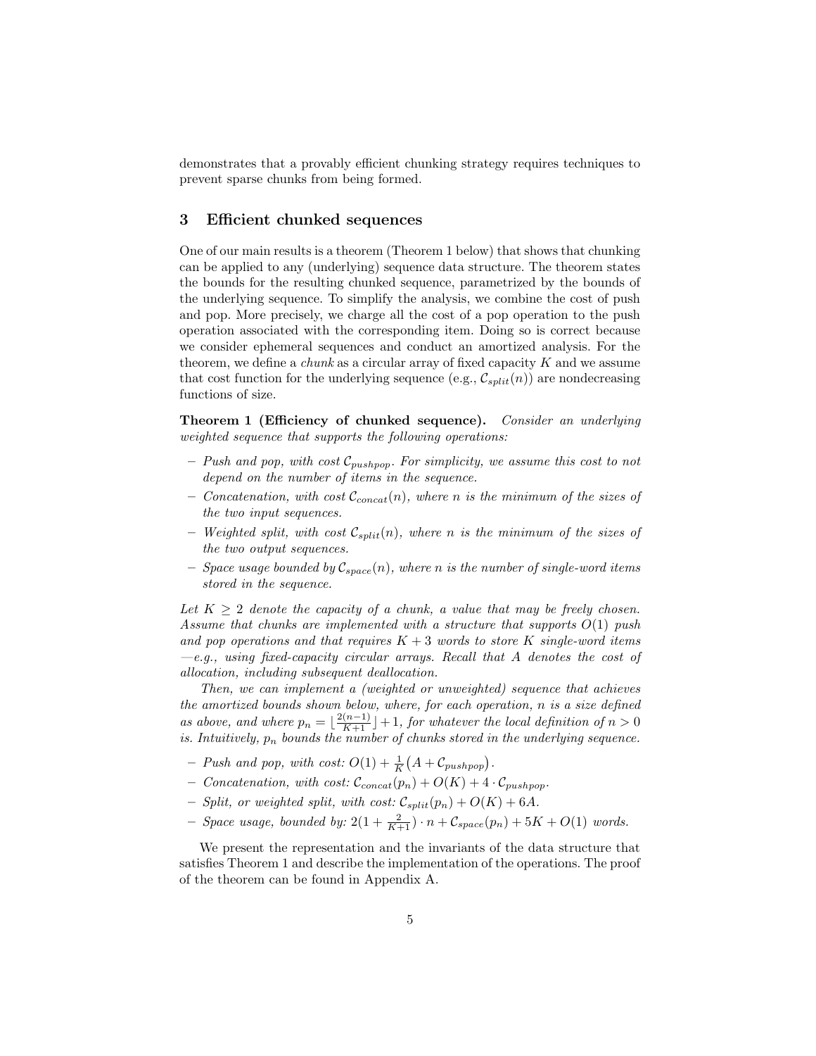demonstrates that a provably efficient chunking strategy requires techniques to prevent sparse chunks from being formed.

## 3 Efficient chunked sequences

One of our main results is a theorem (Theorem 1 below) that shows that chunking can be applied to any (underlying) sequence data structure. The theorem states the bounds for the resulting chunked sequence, parametrized by the bounds of the underlying sequence. To simplify the analysis, we combine the cost of push and pop. More precisely, we charge all the cost of a pop operation to the push operation associated with the corresponding item. Doing so is correct because we consider ephemeral sequences and conduct an amortized analysis. For the theorem, we define a *chunk* as a circular array of fixed capacity $K$ and we assume that cost function for the underlying sequence (e.g., $\mathcal{C}_{split}(n)$) are nondecreasing functions of size.

**Theorem 1 (Efficiency of chunked sequence).** *Consider an underlying weighted sequence that supports the following operations:*

- *Push and pop, with cost $\mathcal{C}_{pushpop}$. For simplicity, we assume this cost to not depend on the number of items in the sequence.*
- *Concatenation, with cost $\mathcal{C}_{concat}(n)$, where $n$ is the minimum of the sizes of the two input sequences.*
- *Weighted split, with cost $\mathcal{C}_{split}(n)$, where $n$ is the minimum of the sizes of the two output sequences.*
- *Space usage bounded by $\mathcal{C}_{space}(n)$, where $n$ is the number of single-word items stored in the sequence.*

*Let $K \geq 2$ denote the capacity of a chunk, a value that may be freely chosen. Assume that chunks are implemented with a structure that supports $O(1)$ push and pop operations and that requires $K + 3$ words to store $K$ single-word items —e.g., using fixed-capacity circular arrays. Recall that $A$ denotes the cost of allocation, including subsequent deallocation.*

*Then, we can implement a (weighted or unweighted) sequence that achieves the amortized bounds shown below, where, for each operation, $n$ is a size defined as above, and where $p_n = \lfloor \frac{2(n-1)}{K+1} \rfloor + 1$, for whatever the local definition of $n > 0$ is. Intuitively, $p_n$ bounds the number of chunks stored in the underlying sequence.*

- *Push and pop, with cost: $O(1) + \frac{1}{K}\big(A + \mathcal{C}_{pushpop}\big)$.*
- *Concatenation, with cost: $\mathcal{C}_{concat}(p_n) + O(K) + 4 \cdot \mathcal{C}_{pushpop}$.*
- *Split, or weighted split, with cost: $\mathcal{C}_{split}(p_n) + O(K) + 6A$.*
- *Space usage, bounded by: $2(1 + \frac{2}{K+1}) \cdot n + \mathcal{C}_{space}(p_n) + 5K + O(1)$ words.*

We present the representation and the invariants of the data structure that satisfies Theorem 1 and describe the implementation of the operations. The proof of the theorem can be found in Appendix A.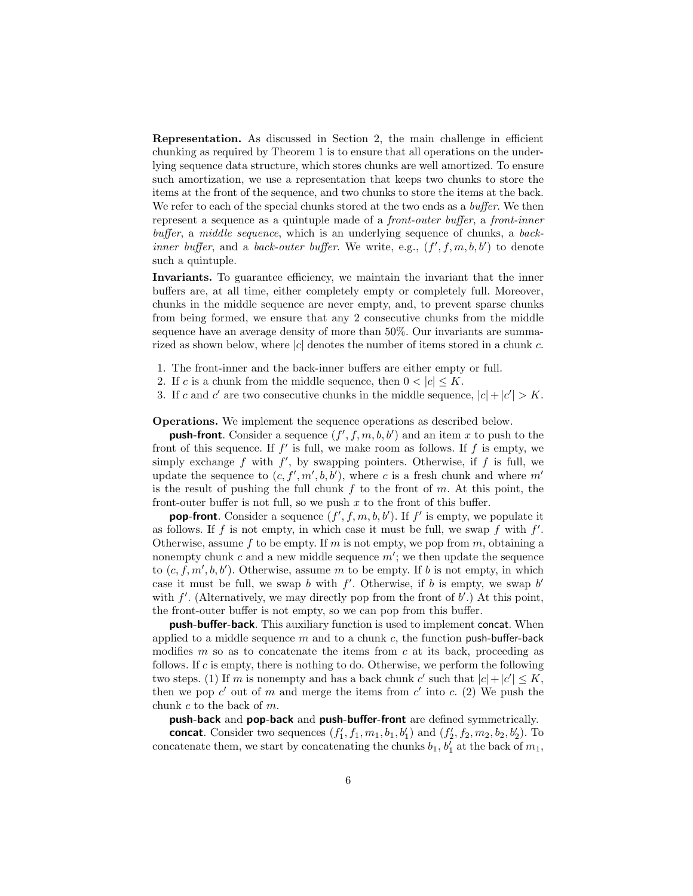**Representation.** As discussed in Section 2, the main challenge in efficient chunking as required by Theorem 1 is to ensure that all operations on the underlying sequence data structure, which stores chunks are well amortized. To ensure such amortization, we use a representation that keeps two chunks to store the items at the front of the sequence, and two chunks to store the items at the back. We refer to each of the special chunks stored at the two ends as a *buffer*. We then represent a sequence as a quintuple made of a *front-outer buffer*, a *front-inner buffer*, a *middle sequence*, which is an underlying sequence of chunks, a *back-inner buffer*, and a *back-outer buffer*. We write, e.g., $(f', f, m, b, b')$ to denote such a quintuple.

**Invariants.** To guarantee efficiency, we maintain the invariant that the inner buffers are, at all time, either completely empty or completely full. Moreover, chunks in the middle sequence are never empty, and, to prevent sparse chunks from being formed, we ensure that any 2 consecutive chunks from the middle sequence have an average density of more than 50%. Our invariants are summarized as shown below, where $|c|$ denotes the number of items stored in a chunk $c$.

1. The front-inner and the back-inner buffers are either empty or full.
2. If $c$ is a chunk from the middle sequence, then $0 < |c| \leq K$.
3. If $c$ and $c'$ are two consecutive chunks in the middle sequence, $|c| + |c'| > K$.

**Operations.** We implement the sequence operations as described below.

**push-front**. Consider a sequence $(f', f, m, b, b')$ and an item $x$ to push to the front of this sequence. If $f'$ is full, we make room as follows. If $f$ is empty, we simply exchange $f$ with $f'$, by swapping pointers. Otherwise, if $f$ is full, we update the sequence to $(c, f', m', b, b')$, where $c$ is a fresh chunk and where $m'$ is the result of pushing the full chunk $f$ to the front of $m$. At this point, the front-outer buffer is not full, so we push $x$ to the front of this buffer.

**pop-front**. Consider a sequence $(f', f, m, b, b')$. If $f'$ is empty, we populate it as follows. If $f$ is not empty, in which case it must be full, we swap $f$ with $f'$. Otherwise, assume $f$ to be empty. If $m$ is not empty, we pop from $m$, obtaining a nonempty chunk $c$ and a new middle sequence $m'$; we then update the sequence to $(c, f, m', b, b')$. Otherwise, assume $m$ to be empty. If $b$ is not empty, in which case it must be full, we swap $b$ with $f'$. Otherwise, if $b$ is empty, we swap $b'$ with $f'$. (Alternatively, we may directly pop from the front of $b'$.) At this point, the front-outer buffer is not empty, so we can pop from this buffer.

**push-buffer-back**. This auxiliary function is used to implement concat. When applied to a middle sequence $m$ and to a chunk $c$, the function push-buffer-back modifies $m$ so as to concatenate the items from $c$ at its back, proceeding as follows. If $c$ is empty, there is nothing to do. Otherwise, we perform the following two steps. (1) If $m$ is nonempty and has a back chunk $c'$ such that $|c| + |c'| \leq K$, then we pop $c'$ out of $m$ and merge the items from $c'$ into $c$. (2) We push the chunk $c$ to the back of $m$.

**push-back** and **pop-back** and **push-buffer-front** are defined symmetrically.

**concat**. Consider two sequences $(f'_1, f_1, m_1, b_1, b'_1)$ and $(f'_2, f_2, m_2, b_2, b'_2)$. To concatenate them, we start by concatenating the chunks $b_1$, $b'_1$ at the back of $m_1$,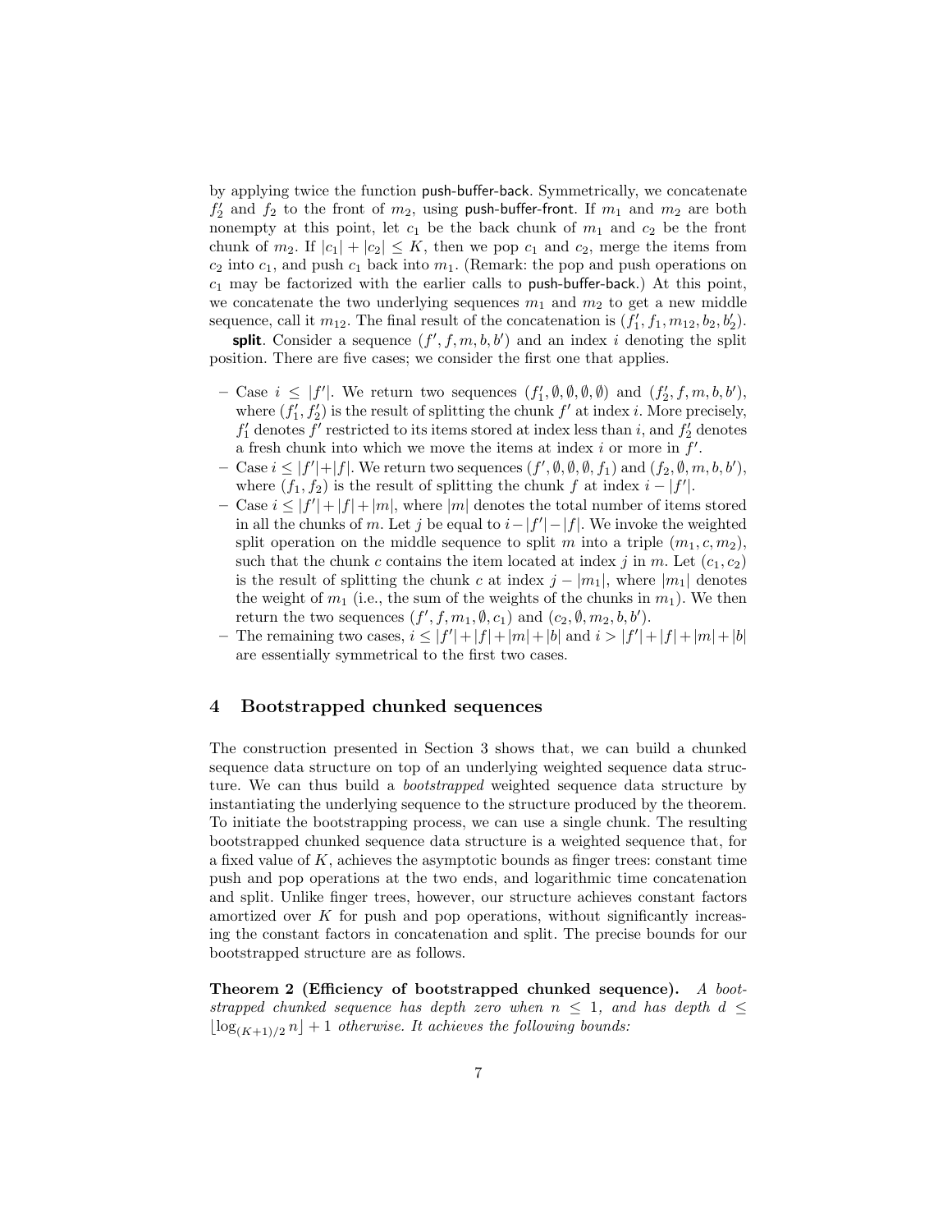by applying twice the function push-buffer-back. Symmetrically, we concatenate $f_2'$ and $f_2$ to the front of $m_2$, using push-buffer-front. If $m_1$ and $m_2$ are both nonempty at this point, let $c_1$ be the back chunk of $m_1$ and $c_2$ be the front chunk of $m_2$. If $|c_1| + |c_2| \leq K$, then we pop $c_1$ and $c_2$, merge the items from $c_2$ into $c_1$, and push $c_1$ back into $m_1$. (Remark: the pop and push operations on $c_1$ may be factorized with the earlier calls to push-buffer-back.) At this point, we concatenate the two underlying sequences $m_1$ and $m_2$ to get a new middle sequence, call it $m_{12}$. The final result of the concatenation is $(f_1', f_1, m_{12}, b_2, b_2')$.

**split**. Consider a sequence $(f', f, m, b, b')$ and an index $i$ denoting the split position. There are five cases; we consider the first one that applies.

- Case $i \leq |f'|$. We return two sequences $(f_1', \emptyset, \emptyset, \emptyset, \emptyset)$ and $(f_2', f, m, b, b')$, where $(f_1', f_2')$ is the result of splitting the chunk $f'$ at index $i$. More precisely, $f_1'$ denotes $f'$ restricted to its items stored at index less than $i$, and $f_2'$ denotes a fresh chunk into which we move the items at index $i$ or more in $f'$.
- Case $i \leq |f'| + |f|$. We return two sequences $(f', \emptyset, \emptyset, \emptyset, f_1)$ and $(f_2, \emptyset, m, b, b')$, where $(f_1, f_2)$ is the result of splitting the chunk $f$ at index $i - |f'|$.
- Case $i \leq |f'| + |f| + |m|$, where $|m|$ denotes the total number of items stored in all the chunks of $m$. Let $j$ be equal to $i - |f'| - |f|$. We invoke the weighted split operation on the middle sequence to split $m$ into a triple $(m_1, c, m_2)$, such that the chunk $c$ contains the item located at index $j$ in $m$. Let $(c_1, c_2)$ is the result of splitting the chunk $c$ at index $j - |m_1|$, where $|m_1|$ denotes the weight of $m_1$ (i.e., the sum of the weights of the chunks in $m_1$). We then return the two sequences $(f', f, m_1, \emptyset, c_1)$ and $(c_2, \emptyset, m_2, b, b')$.
- The remaining two cases, $i \leq |f'| + |f| + |m| + |b|$ and $i > |f'| + |f| + |m| + |b|$ are essentially symmetrical to the first two cases.

## 4 Bootstrapped chunked sequences

The construction presented in Section 3 shows that, we can build a chunked sequence data structure on top of an underlying weighted sequence data structure. We can thus build a *bootstrapped* weighted sequence data structure by instantiating the underlying sequence to the structure produced by the theorem. To initiate the bootstrapping process, we can use a single chunk. The resulting bootstrapped chunked sequence data structure is a weighted sequence that, for a fixed value of $K$, achieves the asymptotic bounds as finger trees: constant time push and pop operations at the two ends, and logarithmic time concatenation and split. Unlike finger trees, however, our structure achieves constant factors amortized over $K$ for push and pop operations, without significantly increasing the constant factors in concatenation and split. The precise bounds for our bootstrapped structure are as follows.

**Theorem 2 (Efficiency of bootstrapped chunked sequence).** *A bootstrapped chunked sequence has depth zero when $n \leq 1$, and has depth $d \leq \lfloor \log_{(K+1)/2} n \rfloor + 1$ otherwise. It achieves the following bounds:*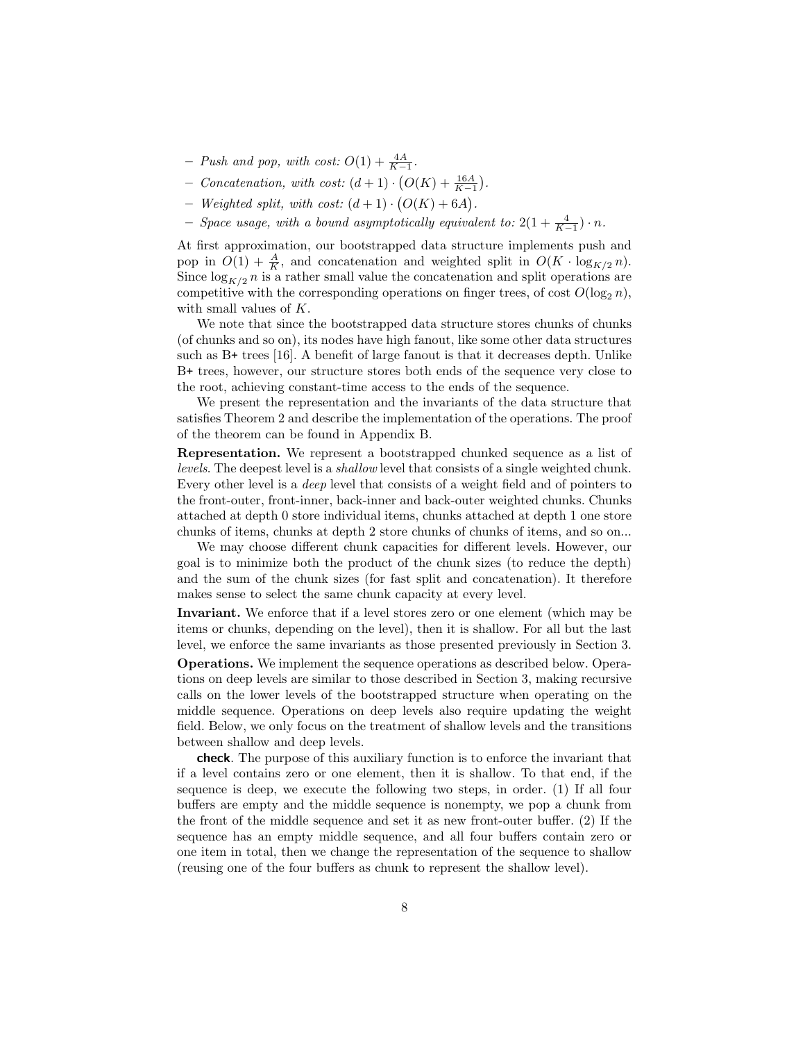- *Push and pop, with cost:* $O(1) + \frac{4A}{K-1}$.
- *Concatenation, with cost:* $(d+1) \cdot \big(O(K) + \frac{16A}{K-1}\big)$.
- *Weighted split, with cost:* $(d+1) \cdot \big(O(K) + 6A\big)$.
- *Space usage, with a bound asymptotically equivalent to:* $2(1 + \frac{4}{K-1}) \cdot n$.

At first approximation, our bootstrapped data structure implements push and pop in $O(1) + \frac{A}{K}$, and concatenation and weighted split in $O(K \cdot \log_{K/2} n)$. Since $\log_{K/2} n$ is a rather small value the concatenation and split operations are competitive with the corresponding operations on finger trees, of cost $O(\log_2 n)$, with small values of $K$.

We note that since the bootstrapped data structure stores chunks of chunks (of chunks and so on), its nodes have high fanout, like some other data structures such as B+ trees [16]. A benefit of large fanout is that it decreases depth. Unlike B+ trees, however, our structure stores both ends of the sequence very close to the root, achieving constant-time access to the ends of the sequence.

We present the representation and the invariants of the data structure that satisfies Theorem 2 and describe the implementation of the operations. The proof of the theorem can be found in Appendix B.

**Representation.** We represent a bootstrapped chunked sequence as a list of *levels*. The deepest level is a *shallow* level that consists of a single weighted chunk. Every other level is a *deep* level that consists of a weight field and of pointers to the front-outer, front-inner, back-inner and back-outer weighted chunks. Chunks attached at depth 0 store individual items, chunks attached at depth 1 one store chunks of items, chunks at depth 2 store chunks of chunks of items, and so on...

We may choose different chunk capacities for different levels. However, our goal is to minimize both the product of the chunk sizes (to reduce the depth) and the sum of the chunk sizes (for fast split and concatenation). It therefore makes sense to select the same chunk capacity at every level.

**Invariant.** We enforce that if a level stores zero or one element (which may be items or chunks, depending on the level), then it is shallow. For all but the last level, we enforce the same invariants as those presented previously in Section 3.

**Operations.** We implement the sequence operations as described below. Operations on deep levels are similar to those described in Section 3, making recursive calls on the lower levels of the bootstrapped structure when operating on the middle sequence. Operations on deep levels also require updating the weight field. Below, we only focus on the treatment of shallow levels and the transitions between shallow and deep levels.

**check**. The purpose of this auxiliary function is to enforce the invariant that if a level contains zero or one element, then it is shallow. To that end, if the sequence is deep, we execute the following two steps, in order. (1) If all four buffers are empty and the middle sequence is nonempty, we pop a chunk from the front of the middle sequence and set it as new front-outer buffer. (2) If the sequence has an empty middle sequence, and all four buffers contain zero or one item in total, then we change the representation of the sequence to shallow (reusing one of the four buffers as chunk to represent the shallow level).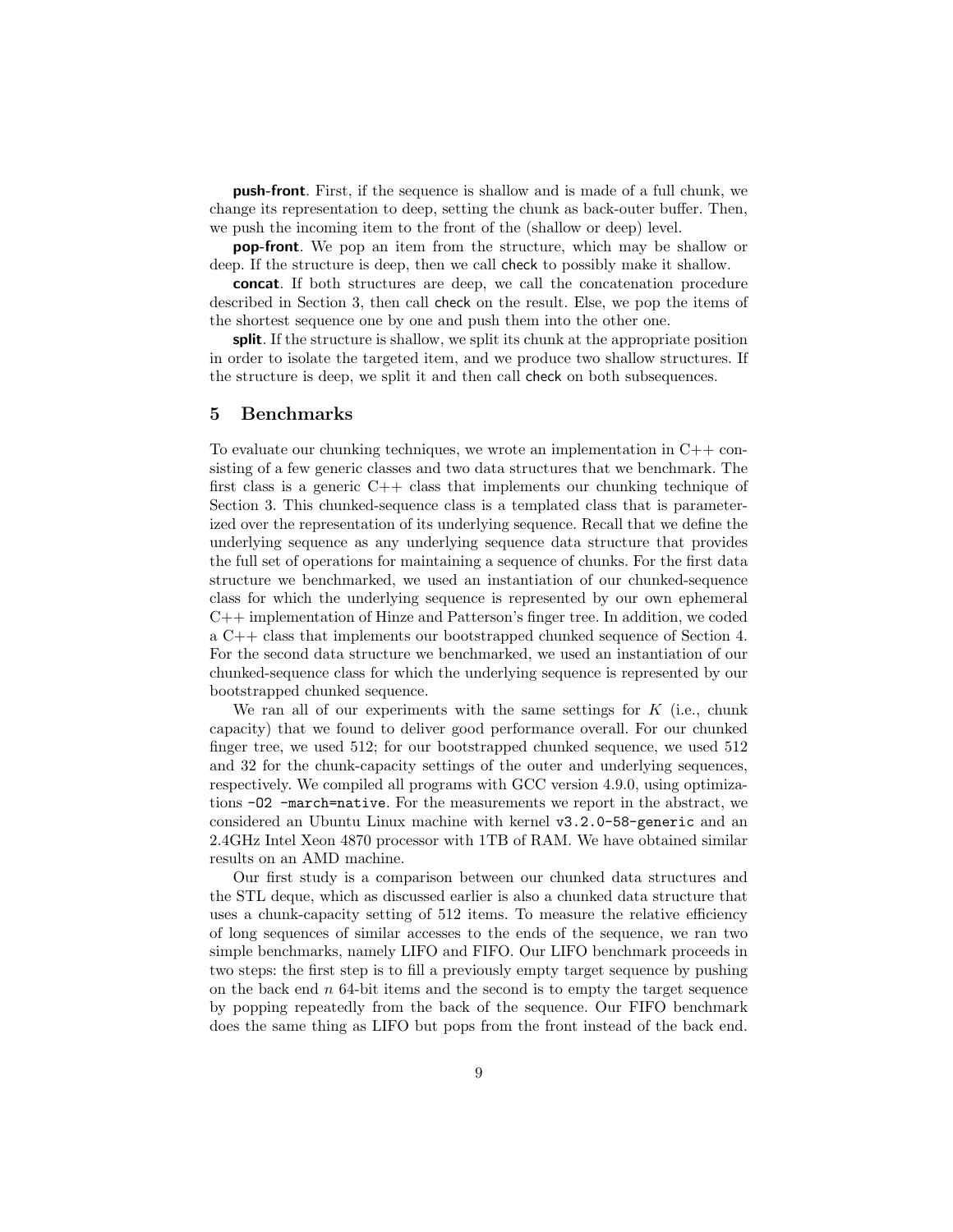**push-front**. First, if the sequence is shallow and is made of a full chunk, we change its representation to deep, setting the chunk as back-outer buffer. Then, we push the incoming item to the front of the (shallow or deep) level.

**pop-front**. We pop an item from the structure, which may be shallow or deep. If the structure is deep, then we call check to possibly make it shallow.

**concat**. If both structures are deep, we call the concatenation procedure described in Section 3, then call check on the result. Else, we pop the items of the shortest sequence one by one and push them into the other one.

**split**. If the structure is shallow, we split its chunk at the appropriate position in order to isolate the targeted item, and we produce two shallow structures. If the structure is deep, we split it and then call check on both subsequences.

## 5 Benchmarks

To evaluate our chunking techniques, we wrote an implementation in C++ consisting of a few generic classes and two data structures that we benchmark. The first class is a generic C++ class that implements our chunking technique of Section 3. This chunked-sequence class is a templated class that is parameterized over the representation of its underlying sequence. Recall that we define the underlying sequence as any underlying sequence data structure that provides the full set of operations for maintaining a sequence of chunks. For the first data structure we benchmarked, we used an instantiation of our chunked-sequence class for which the underlying sequence is represented by our own ephemeral C++ implementation of Hinze and Patterson's finger tree. In addition, we coded a C++ class that implements our bootstrapped chunked sequence of Section 4. For the second data structure we benchmarked, we used an instantiation of our chunked-sequence class for which the underlying sequence is represented by our bootstrapped chunked sequence.

We ran all of our experiments with the same settings for $K$ (i.e., chunk capacity) that we found to deliver good performance overall. For our chunked finger tree, we used 512; for our bootstrapped chunked sequence, we used 512 and 32 for the chunk-capacity settings of the outer and underlying sequences, respectively. We compiled all programs with GCC version 4.9.0, using optimizations `-O2 -march=native`. For the measurements we report in the abstract, we considered an Ubuntu Linux machine with kernel `v3.2.0-58-generic` and an 2.4GHz Intel Xeon 4870 processor with 1TB of RAM. We have obtained similar results on an AMD machine.

Our first study is a comparison between our chunked data structures and the STL deque, which as discussed earlier is also a chunked data structure that uses a chunk-capacity setting of 512 items. To measure the relative efficiency of long sequences of similar accesses to the ends of the sequence, we ran two simple benchmarks, namely LIFO and FIFO. Our LIFO benchmark proceeds in two steps: the first step is to fill a previously empty target sequence by pushing on the back end $n$ 64-bit items and the second is to empty the target sequence by popping repeatedly from the back of the sequence. Our FIFO benchmark does the same thing as LIFO but pops from the front instead of the back end.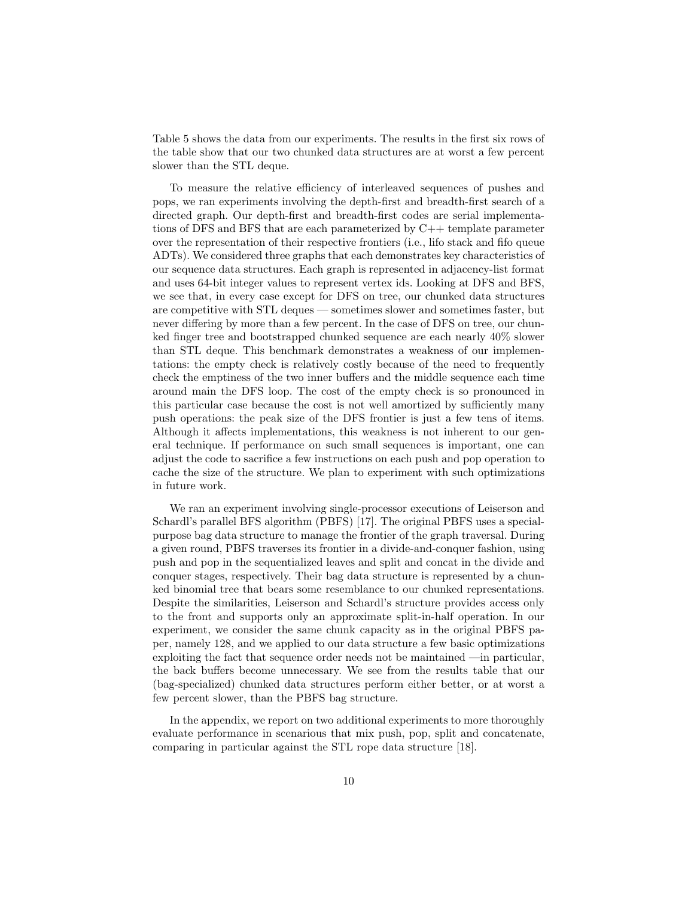Table 5 shows the data from our experiments. The results in the first six rows of the table show that our two chunked data structures are at worst a few percent slower than the STL deque.

To measure the relative efficiency of interleaved sequences of pushes and pops, we ran experiments involving the depth-first and breadth-first search of a directed graph. Our depth-first and breadth-first codes are serial implementations of DFS and BFS that are each parameterized by C++ template parameter over the representation of their respective frontiers (i.e., lifo stack and fifo queue ADTs). We considered three graphs that each demonstrates key characteristics of our sequence data structures. Each graph is represented in adjacency-list format and uses 64-bit integer values to represent vertex ids. Looking at DFS and BFS, we see that, in every case except for DFS on tree, our chunked data structures are competitive with STL deques — sometimes slower and sometimes faster, but never differing by more than a few percent. In the case of DFS on tree, our chunked finger tree and bootstrapped chunked sequence are each nearly 40% slower than STL deque. This benchmark demonstrates a weakness of our implementations: the empty check is relatively costly because of the need to frequently check the emptiness of the two inner buffers and the middle sequence each time around main the DFS loop. The cost of the empty check is so pronounced in this particular case because the cost is not well amortized by sufficiently many push operations: the peak size of the DFS frontier is just a few tens of items. Although it affects implementations, this weakness is not inherent to our general technique. If performance on such small sequences is important, one can adjust the code to sacrifice a few instructions on each push and pop operation to cache the size of the structure. We plan to experiment with such optimizations in future work.

We ran an experiment involving single-processor executions of Leiserson and Schardl's parallel BFS algorithm (PBFS) [17]. The original PBFS uses a special-purpose bag data structure to manage the frontier of the graph traversal. During a given round, PBFS traverses its frontier in a divide-and-conquer fashion, using push and pop in the sequentialized leaves and split and concat in the divide and conquer stages, respectively. Their bag data structure is represented by a chunked binomial tree that bears some resemblance to our chunked representations. Despite the similarities, Leiserson and Schardl's structure provides access only to the front and supports only an approximate split-in-half operation. In our experiment, we consider the same chunk capacity as in the original PBFS paper, namely 128, and we applied to our data structure a few basic optimizations exploiting the fact that sequence order needs not be maintained —in particular, the back buffers become unnecessary. We see from the results table that our (bag-specialized) chunked data structures perform either better, or at worst a few percent slower, than the PBFS bag structure.

In the appendix, we report on two additional experiments to more thoroughly evaluate performance in scenarious that mix push, pop, split and concatenate, comparing in particular against the STL rope data structure [18].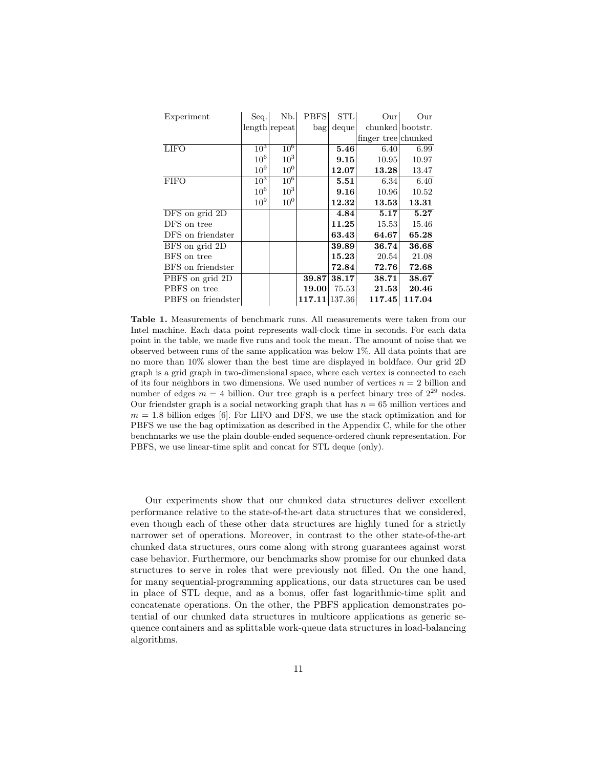| Experiment | Seq. length | Nb. repeat | PBFS bag | STL deque | Our chunked finger tree | Our bootstr. chunked |
|---|---|---|---|---|---|---|
| LIFO | $10^3$ | $10^6$ | | **5.46** | 6.40 | 6.99 |
| | $10^6$ | $10^3$ | | **9.15** | 10.95 | 10.97 |
| | $10^9$ | $10^0$ | | **12.07** | **13.28** | 13.47 |
| FIFO | $10^3$ | $10^6$ | | **5.51** | 6.34 | 6.40 |
| | $10^6$ | $10^3$ | | **9.16** | 10.96 | 10.52 |
| | $10^9$ | $10^0$ | | **12.32** | **13.53** | **13.31** |
| DFS on grid 2D | | | | **4.84** | **5.17** | **5.27** |
| DFS on tree | | | | **11.25** | 15.53 | 15.46 |
| DFS on friendster | | | | **63.43** | **64.67** | **65.28** |
| BFS on grid 2D | | | | **39.89** | **36.74** | **36.68** |
| BFS on tree | | | | **15.23** | 20.54 | 21.08 |
| BFS on friendster | | | | **72.84** | **72.76** | **72.68** |
| PBFS on grid 2D | | | **39.87** | **38.17** | **38.71** | **38.67** |
| PBFS on tree | | | **19.00** | 75.53 | **21.53** | **20.46** |
| PBFS on friendster | | | **117.11** | 137.36 | **117.45** | **117.04** |

**Table 1.** Measurements of benchmark runs. All measurements were taken from our Intel machine. Each data point represents wall-clock time in seconds. For each data point in the table, we made five runs and took the mean. The amount of noise that we observed between runs of the same application was below 1%. All data points that are no more than 10% slower than the best time are displayed in boldface. Our grid 2D graph is a grid graph in two-dimensional space, where each vertex is connected to each of its four neighbors in two dimensions. We used number of vertices $n = 2$ billion and number of edges $m = 4$ billion. Our tree graph is a perfect binary tree of $2^{29}$ nodes. Our friendster graph is a social networking graph that has $n = 65$ million vertices and $m = 1.8$ billion edges [6]. For LIFO and DFS, we use the stack optimization and for PBFS we use the bag optimization as described in the Appendix C, while for the other benchmarks we use the plain double-ended sequence-ordered chunk representation. For PBFS, we use linear-time split and concat for STL deque (only).

Our experiments show that our chunked data structures deliver excellent performance relative to the state-of-the-art data structures that we considered, even though each of these other data structures are highly tuned for a strictly narrower set of operations. Moreover, in contrast to the other state-of-the-art chunked data structures, ours come along with strong guarantees against worst case behavior. Furthermore, our benchmarks show promise for our chunked data structures to serve in roles that were previously not filled. On the one hand, for many sequential-programming applications, our data structures can be used in place of STL deque, and as a bonus, offer fast logarithmic-time split and concatenate operations. On the other, the PBFS application demonstrates potential of our chunked data structures in multicore applications as generic sequence containers and as splittable work-queue data structures in load-balancing algorithms.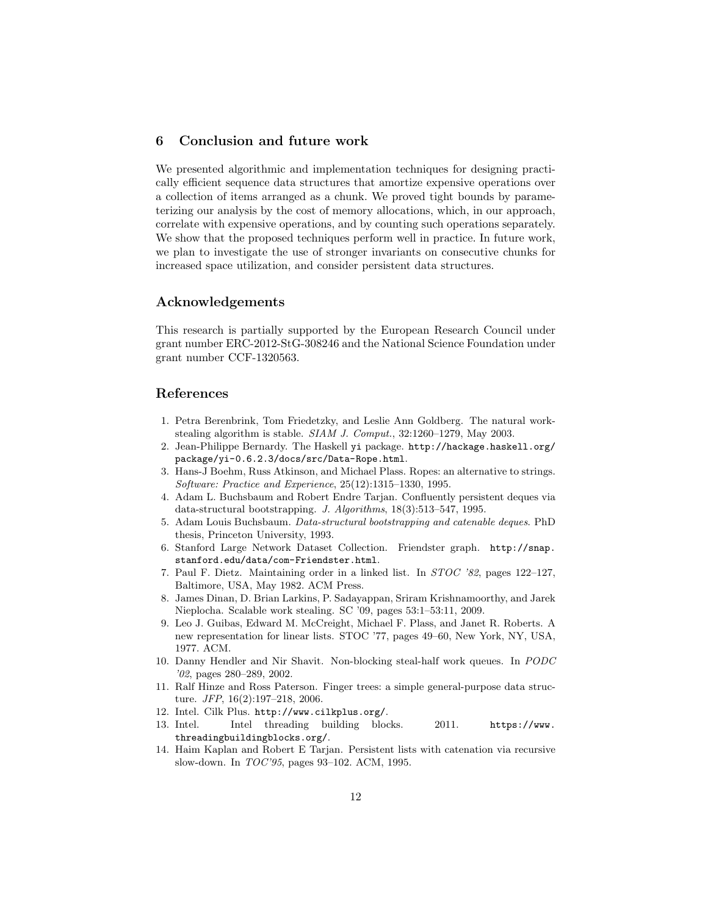## 6 Conclusion and future work

We presented algorithmic and implementation techniques for designing practically efficient sequence data structures that amortize expensive operations over a collection of items arranged as a chunk. We proved tight bounds by parameterizing our analysis by the cost of memory allocations, which, in our approach, correlate with expensive operations, and by counting such operations separately. We show that the proposed techniques perform well in practice. In future work, we plan to investigate the use of stronger invariants on consecutive chunks for increased space utilization, and consider persistent data structures.

## Acknowledgements

This research is partially supported by the European Research Council under grant number ERC-2012-StG-308246 and the National Science Foundation under grant number CCF-1320563.

## References

1. Petra Berenbrink, Tom Friedetzky, and Leslie Ann Goldberg. The natural work-stealing algorithm is stable. *SIAM J. Comput.*, 32:1260–1279, May 2003.
2. Jean-Philippe Bernardy. The Haskell `yi` package. `http://hackage.haskell.org/package/yi-0.6.2.3/docs/src/Data-Rope.html`.
3. Hans-J Boehm, Russ Atkinson, and Michael Plass. Ropes: an alternative to strings. *Software: Practice and Experience*, 25(12):1315–1330, 1995.
4. Adam L. Buchsbaum and Robert Endre Tarjan. Confluently persistent deques via data-structural bootstrapping. *J. Algorithms*, 18(3):513–547, 1995.
5. Adam Louis Buchsbaum. *Data-structural bootstrapping and catenable deques*. PhD thesis, Princeton University, 1993.
6. Stanford Large Network Dataset Collection. Friendster graph. `http://snap.stanford.edu/data/com-Friendster.html`.
7. Paul F. Dietz. Maintaining order in a linked list. In *STOC '82*, pages 122–127, Baltimore, USA, May 1982. ACM Press.
8. James Dinan, D. Brian Larkins, P. Sadayappan, Sriram Krishnamoorthy, and Jarek Nieplocha. Scalable work stealing. SC '09, pages 53:1–53:11, 2009.
9. Leo J. Guibas, Edward M. McCreight, Michael F. Plass, and Janet R. Roberts. A new representation for linear lists. STOC '77, pages 49–60, New York, NY, USA, 1977. ACM.
10. Danny Hendler and Nir Shavit. Non-blocking steal-half work queues. In *PODC '02*, pages 280–289, 2002.
11. Ralf Hinze and Ross Paterson. Finger trees: a simple general-purpose data structure. *JFP*, 16(2):197–218, 2006.
12. Intel. Cilk Plus. `http://www.cilkplus.org/`.
13. Intel. Intel threading building blocks. 2011. `https://www.threadingbuildingblocks.org/`.
14. Haim Kaplan and Robert E Tarjan. Persistent lists with catenation via recursive slow-down. In *TOC'95*, pages 93–102. ACM, 1995.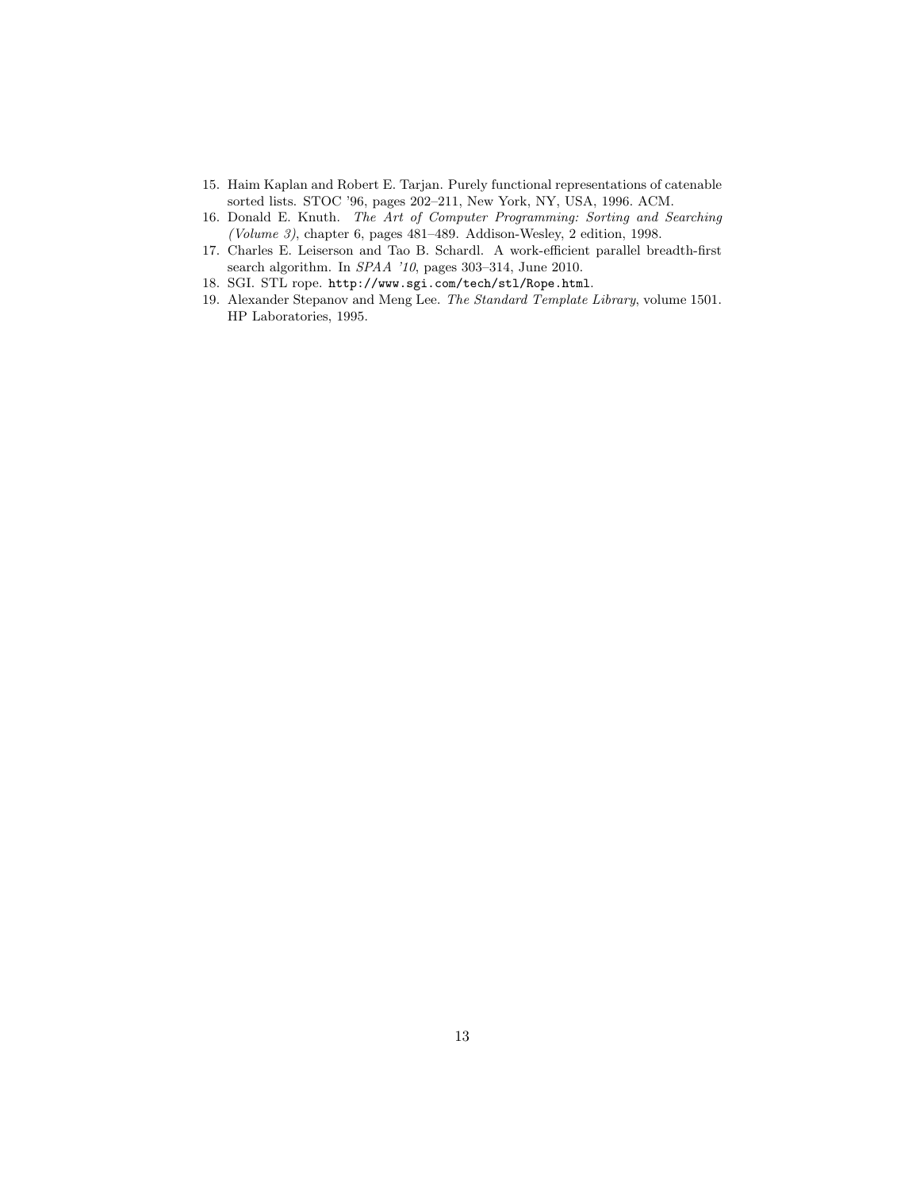15. Haim Kaplan and Robert E. Tarjan. Purely functional representations of catenable sorted lists. STOC '96, pages 202–211, New York, NY, USA, 1996. ACM.
16. Donald E. Knuth. *The Art of Computer Programming: Sorting and Searching (Volume 3)*, chapter 6, pages 481–489. Addison-Wesley, 2 edition, 1998.
17. Charles E. Leiserson and Tao B. Schardl. A work-efficient parallel breadth-first search algorithm. In *SPAA '10*, pages 303–314, June 2010.
18. SGI. STL rope. `http://www.sgi.com/tech/stl/Rope.html`.
19. Alexander Stepanov and Meng Lee. *The Standard Template Library*, volume 1501. HP Laboratories, 1995.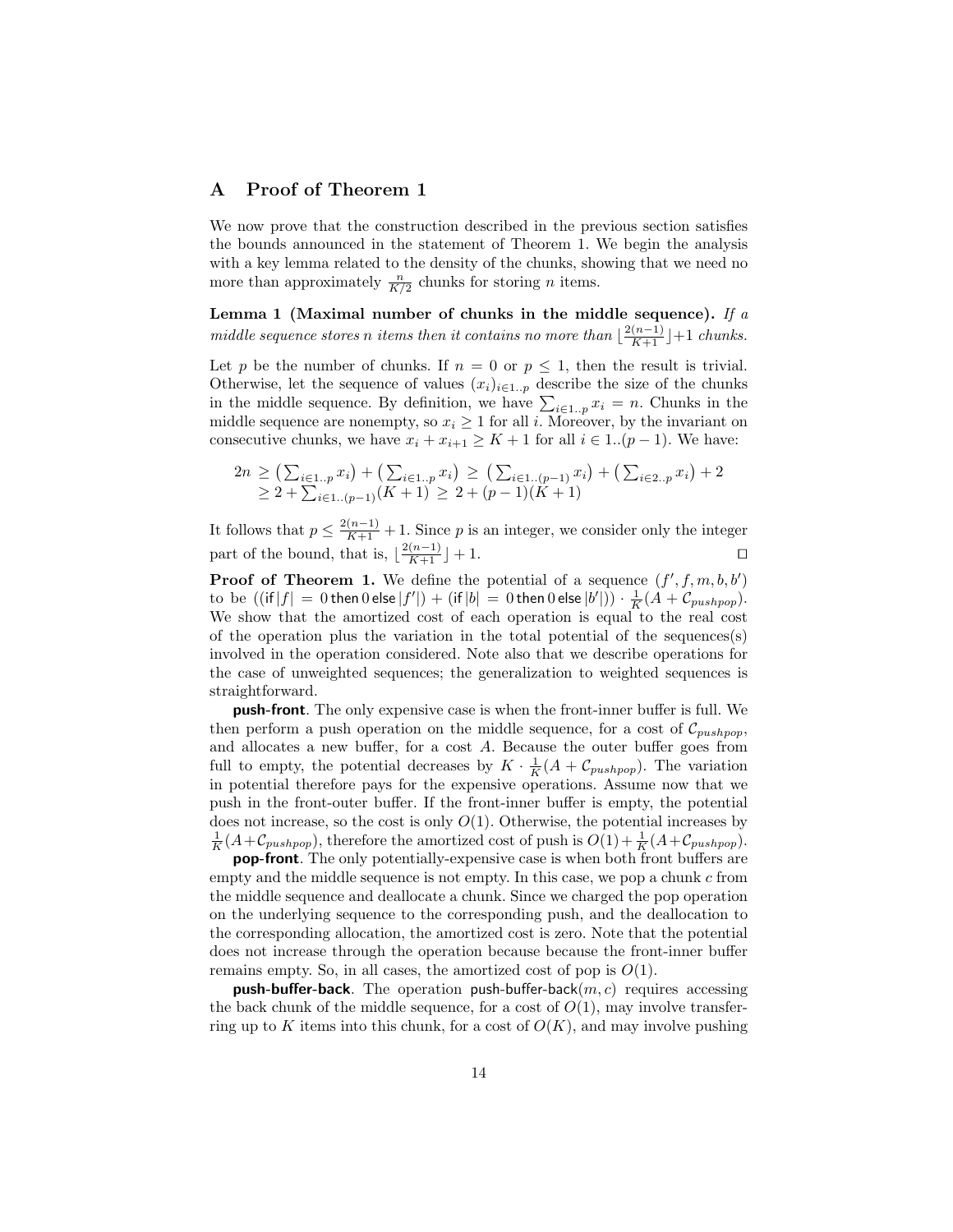## A Proof of Theorem 1

We now prove that the construction described in the previous section satisfies the bounds announced in the statement of Theorem 1. We begin the analysis with a key lemma related to the density of the chunks, showing that we need no more than approximately $\frac{n}{K/2}$ chunks for storing $n$ items.

**Lemma 1 (Maximal number of chunks in the middle sequence).** *If a middle sequence stores $n$ items then it contains no more than $\lfloor \frac{2(n-1)}{K+1} \rfloor + 1$ chunks.*

Let $p$ be the number of chunks. If $n = 0$ or $p \leq 1$, then the result is trivial. Otherwise, let the sequence of values $(x_i)_{i \in 1..p}$ describe the size of the chunks in the middle sequence. By definition, we have $\sum_{i \in 1..p} x_i = n$. Chunks in the middle sequence are nonempty, so $x_i \geq 1$ for all $i$. Moreover, by the invariant on consecutive chunks, we have $x_i + x_{i+1} \geq K + 1$ for all $i \in 1..(p-1)$. We have:

$$
\begin{aligned}
2n &\geq \left(\textstyle\sum_{i \in 1..p} x_i\right) + \left(\textstyle\sum_{i \in 1..p} x_i\right) \geq \left(\textstyle\sum_{i \in 1..(p-1)} x_i\right) + \left(\textstyle\sum_{i \in 2..p} x_i\right) + 2 \\
&\geq 2 + \textstyle\sum_{i \in 1..(p-1)} (K+1) \geq 2 + (p-1)(K+1)
\end{aligned}
$$

It follows that $p \leq \frac{2(n-1)}{K+1} + 1$. Since $p$ is an integer, we consider only the integer part of the bound, that is, $\lfloor \frac{2(n-1)}{K+1} \rfloor + 1$. ◻

**Proof of Theorem 1.** We define the potential of a sequence $(f', f, m, b, b')$ to be $((\text{if}\,|f| = 0\,\text{then}\,0\,\text{else}\,|f'|) + (\text{if}\,|b| = 0\,\text{then}\,0\,\text{else}\,|b'|)) \cdot \frac{1}{K}(A + \mathcal{C}_{pushpop})$. We show that the amortized cost of each operation is equal to the real cost of the operation plus the variation in the total potential of the sequences(s) involved in the operation considered. Note also that we describe operations for the case of unweighted sequences; the generalization to weighted sequences is straightforward.

**push-front**. The only expensive case is when the front-inner buffer is full. We then perform a push operation on the middle sequence, for a cost of $\mathcal{C}_{pushpop}$, and allocates a new buffer, for a cost $A$. Because the outer buffer goes from full to empty, the potential decreases by $K \cdot \frac{1}{K}(A + \mathcal{C}_{pushpop})$. The variation in potential therefore pays for the expensive operations. Assume now that we push in the front-outer buffer. If the front-inner buffer is empty, the potential does not increase, so the cost is only $O(1)$. Otherwise, the potential increases by $\frac{1}{K}(A+\mathcal{C}_{pushpop})$, therefore the amortized cost of push is $O(1) + \frac{1}{K}(A+\mathcal{C}_{pushpop})$.

**pop-front**. The only potentially-expensive case is when both front buffers are empty and the middle sequence is not empty. In this case, we pop a chunk $c$ from the middle sequence and deallocate a chunk. Since we charged the pop operation on the underlying sequence to the corresponding push, and the deallocation to the corresponding allocation, the amortized cost is zero. Note that the potential does not increase through the operation because because the front-inner buffer remains empty. So, in all cases, the amortized cost of pop is $O(1)$.

**push-buffer-back**. The operation push-buffer-back$(m, c)$ requires accessing the back chunk of the middle sequence, for a cost of $O(1)$, may involve transferring up to $K$ items into this chunk, for a cost of $O(K)$, and may involve pushing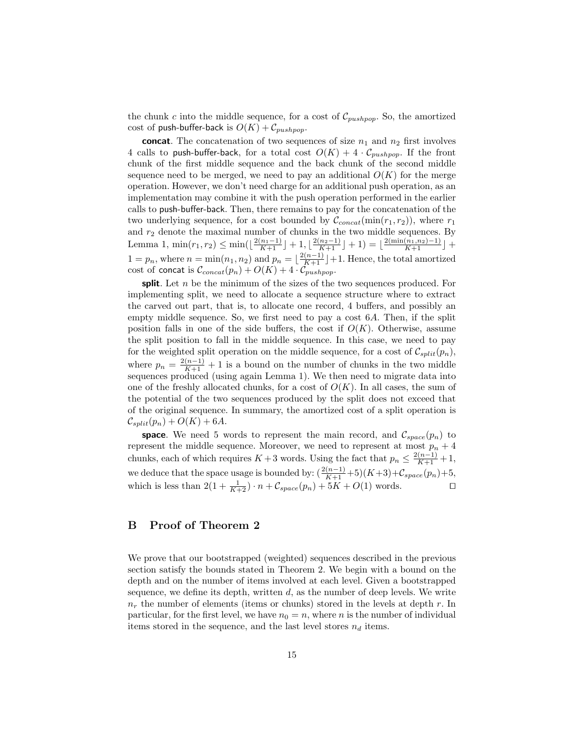the chunk $c$ into the middle sequence, for a cost of $\mathcal{C}_{pushpop}$. So, the amortized cost of push-buffer-back is $O(K) + \mathcal{C}_{pushpop}$.

**concat**. The concatenation of two sequences of size $n_1$ and $n_2$ first involves 4 calls to push-buffer-back, for a total cost $O(K) + 4 \cdot \mathcal{C}_{pushpop}$. If the front chunk of the first middle sequence and the back chunk of the second middle sequence need to be merged, we need to pay an additional $O(K)$ for the merge operation. However, we don't need charge for an additional push operation, as an implementation may combine it with the push operation performed in the earlier calls to push-buffer-back. Then, there remains to pay for the concatenation of the two underlying sequence, for a cost bounded by $\mathcal{C}_{concat}(\min(r_1, r_2))$, where $r_1$ and $r_2$ denote the maximal number of chunks in the two middle sequences. By Lemma 1, $\min(r_1, r_2) \leq \min(\lfloor \frac{2(n_1-1)}{K+1} \rfloor + 1, \lfloor \frac{2(n_2-1)}{K+1} \rfloor + 1) = \lfloor \frac{2(\min(n_1,n_2)-1)}{K+1} \rfloor + 1 = p_n$, where $n = \min(n_1, n_2)$ and $p_n = \lfloor \frac{2(n-1)}{K+1} \rfloor + 1$. Hence, the total amortized cost of concat is $\mathcal{C}_{concat}(p_n) + O(K) + 4 \cdot \mathcal{C}_{pushpop}$.

**split**. Let $n$ be the minimum of the sizes of the two sequences produced. For implementing split, we need to allocate a sequence structure where to extract the carved out part, that is, to allocate one record, 4 buffers, and possibly an empty middle sequence. So, we first need to pay a cost $6A$. Then, if the split position falls in one of the side buffers, the cost if $O(K)$. Otherwise, assume the split position to fall in the middle sequence. In this case, we need to pay for the weighted split operation on the middle sequence, for a cost of $\mathcal{C}_{split}(p_n)$, where $p_n = \frac{2(n-1)}{K+1} + 1$ is a bound on the number of chunks in the two middle sequences produced (using again Lemma 1). We then need to migrate data into one of the freshly allocated chunks, for a cost of $O(K)$. In all cases, the sum of the potential of the two sequences produced by the split does not exceed that of the original sequence. In summary, the amortized cost of a split operation is $\mathcal{C}_{split}(p_n) + O(K) + 6A$.

**space**. We need 5 words to represent the main record, and $\mathcal{C}_{space}(p_n)$ to represent the middle sequence. Moreover, we need to represent at most $p_n + 4$ chunks, each of which requires $K+3$ words. Using the fact that $p_n \leq \frac{2(n-1)}{K+1} + 1$, we deduce that the space usage is bounded by: $(\frac{2(n-1)}{K+1} + 5)(K+3) + \mathcal{C}_{space}(p_n) + 5$, which is less than $2(1 + \frac{1}{K+2}) \cdot n + \mathcal{C}_{space}(p_n) + 5K + O(1)$ words. $\square$

## B Proof of Theorem 2

We prove that our bootstrapped (weighted) sequences described in the previous section satisfy the bounds stated in Theorem 2. We begin with a bound on the depth and on the number of items involved at each level. Given a bootstrapped sequence, we define its depth, written $d$, as the number of deep levels. We write $n_r$ the number of elements (items or chunks) stored in the levels at depth $r$. In particular, for the first level, we have $n_0 = n$, where $n$ is the number of individual items stored in the sequence, and the last level stores $n_d$ items.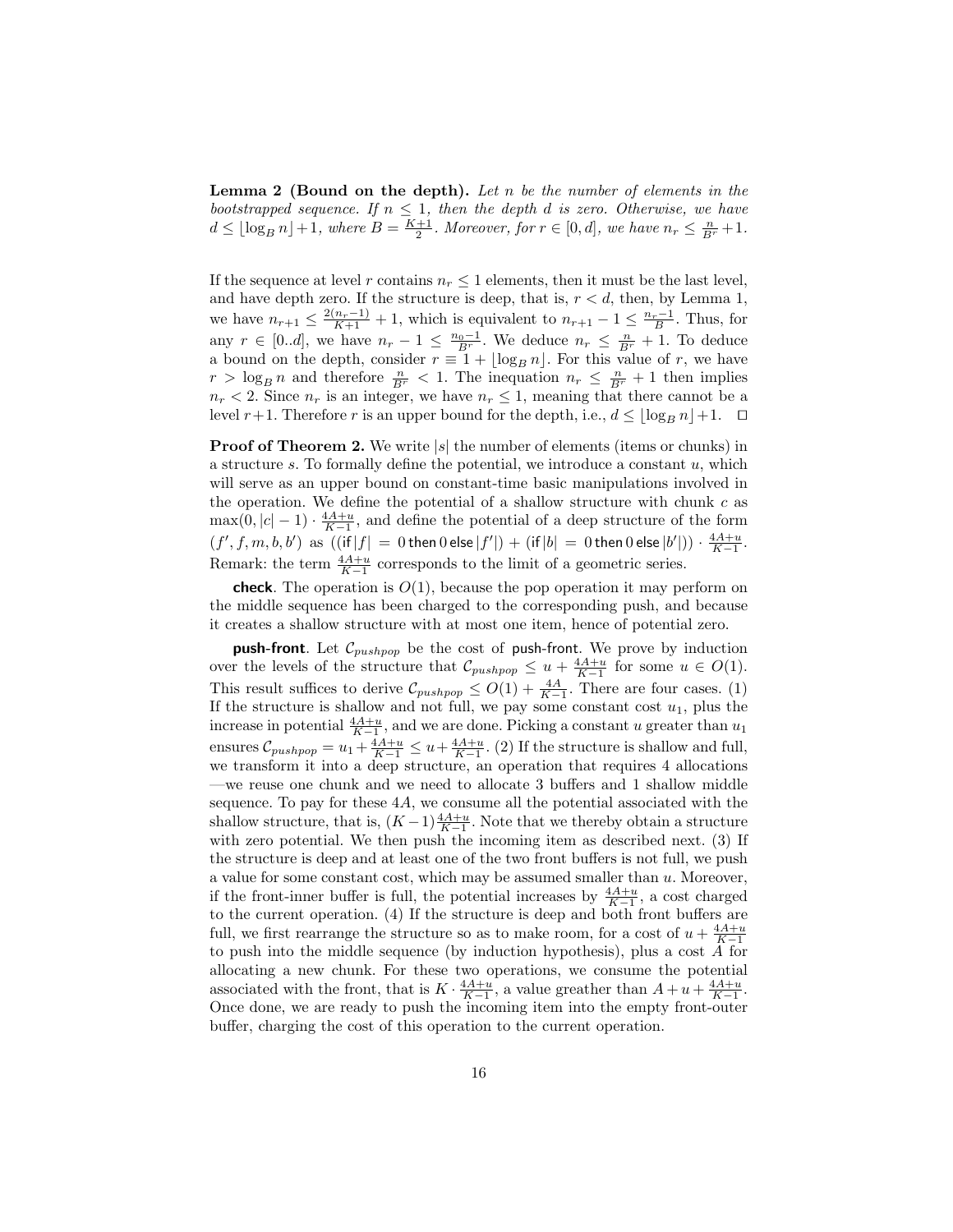**Lemma 2 (Bound on the depth).** *Let $n$ be the number of elements in the bootstrapped sequence. If $n \leq 1$, then the depth $d$ is zero. Otherwise, we have $d \leq \lfloor \log_B n \rfloor + 1$, where $B = \frac{K+1}{2}$. Moreover, for $r \in [0, d]$, we have $n_r \leq \frac{n}{B^r} + 1$.*

If the sequence at level $r$ contains $n_r \leq 1$ elements, then it must be the last level, and have depth zero. If the structure is deep, that is, $r < d$, then, by Lemma 1, we have $n_{r+1} \leq \frac{2(n_r - 1)}{K+1} + 1$, which is equivalent to $n_{r+1} - 1 \leq \frac{n_r - 1}{B}$. Thus, for any $r \in [0..d]$, we have $n_r - 1 \leq \frac{n_0 - 1}{B^r}$. We deduce $n_r \leq \frac{n}{B^r} + 1$. To deduce a bound on the depth, consider $r \equiv 1 + \lfloor \log_B n \rfloor$. For this value of $r$, we have $r > \log_B n$ and therefore $\frac{n}{B^r} < 1$. The inequation $n_r \leq \frac{n}{B^r} + 1$ then implies $n_r < 2$. Since $n_r$ is an integer, we have $n_r \leq 1$, meaning that there cannot be a level $r+1$. Therefore $r$ is an upper bound for the depth, i.e., $d \leq \lfloor \log_B n \rfloor + 1$. □

**Proof of Theorem 2.** We write $|s|$ the number of elements (items or chunks) in a structure $s$. To formally define the potential, we introduce a constant $u$, which will serve as an upper bound on constant-time basic manipulations involved in the operation. We define the potential of a shallow structure with chunk $c$ as $\max(0, |c| - 1) \cdot \frac{4A+u}{K-1}$, and define the potential of a deep structure of the form $(f', f, m, b, b')$ as $((\text{if } |f| = 0 \text{ then } 0 \text{ else } |f'|) + (\text{if } |b| = 0 \text{ then } 0 \text{ else } |b'|)) \cdot \frac{4A+u}{K-1}$. Remark: the term $\frac{4A+u}{K-1}$ corresponds to the limit of a geometric series.

**check**. The operation is $O(1)$, because the pop operation it may perform on the middle sequence has been charged to the corresponding push, and because it creates a shallow structure with at most one item, hence of potential zero.

**push-front**. Let $\mathcal{C}_{pushpop}$ be the cost of push-front. We prove by induction over the levels of the structure that $\mathcal{C}_{pushpop} \leq u + \frac{4A+u}{K-1}$ for some $u \in O(1)$. This result suffices to derive $\mathcal{C}_{pushpop} \leq O(1) + \frac{4A}{K-1}$. There are four cases. (1) If the structure is shallow and not full, we pay some constant cost $u_1$, plus the increase in potential $\frac{4A+u}{K-1}$, and we are done. Picking a constant $u$ greater than $u_1$ ensures $\mathcal{C}_{pushpop} = u_1 + \frac{4A+u}{K-1} \leq u + \frac{4A+u}{K-1}$. (2) If the structure is shallow and full, we transform it into a deep structure, an operation that requires 4 allocations —we reuse one chunk and we need to allocate 3 buffers and 1 shallow middle sequence. To pay for these $4A$, we consume all the potential associated with the shallow structure, that is, $(K-1)\frac{4A+u}{K-1}$. Note that we thereby obtain a structure with zero potential. We then push the incoming item as described next. (3) If the structure is deep and at least one of the two front buffers is not full, we push a value for some constant cost, which may be assumed smaller than $u$. Moreover, if the front-inner buffer is full, the potential increases by $\frac{4A+u}{K-1}$, a cost charged to the current operation. (4) If the structure is deep and both front buffers are full, we first rearrange the structure so as to make room, for a cost of $u + \frac{4A+u}{K-1}$ to push into the middle sequence (by induction hypothesis), plus a cost $A$ for allocating a new chunk. For these two operations, we consume the potential associated with the front, that is $K \cdot \frac{4A+u}{K-1}$, a value greather than $A + u + \frac{4A+u}{K-1}$. Once done, we are ready to push the incoming item into the empty front-outer buffer, charging the cost of this operation to the current operation.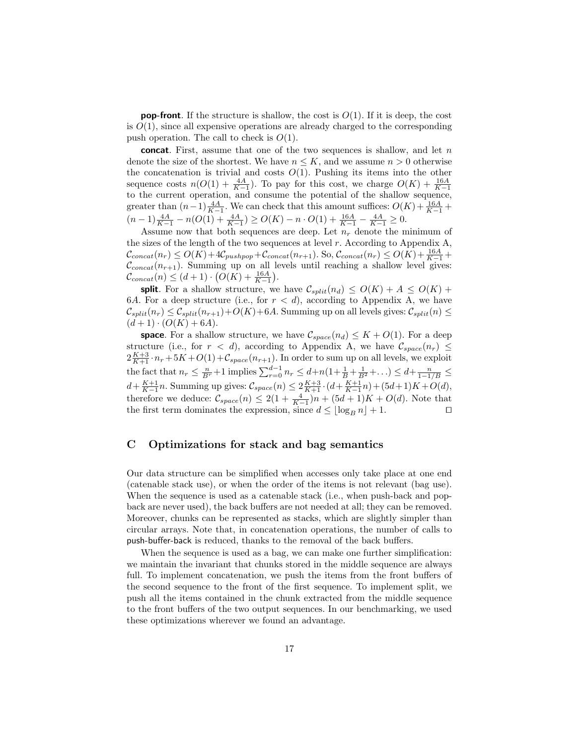**pop-front**. If the structure is shallow, the cost is $O(1)$. If it is deep, the cost is $O(1)$, since all expensive operations are already charged to the corresponding push operation. The call to check is $O(1)$.

**concat**. First, assume that one of the two sequences is shallow, and let $n$ denote the size of the shortest. We have $n \leq K$, and we assume $n > 0$ otherwise the concatenation is trivial and costs $O(1)$. Pushing its items into the other sequence costs $n(O(1) + \frac{4A}{K-1})$. To pay for this cost, we charge $O(K) + \frac{16A}{K-1}$ to the current operation, and consume the potential of the shallow sequence, greater than $(n-1)\frac{4A}{K-1}$. We can check that this amount suffices: $O(K) + \frac{16A}{K-1} + (n-1)\frac{4A}{K-1} - n(O(1) + \frac{4A}{K-1}) \geq O(K) - n \cdot O(1) + \frac{16A}{K-1} - \frac{4A}{K-1} \geq 0$.

Assume now that both sequences are deep. Let $n_r$ denote the minimum of the sizes of the length of the two sequences at level $r$. According to Appendix A, $\mathcal{C}_{concat}(n_r) \leq O(K) + 4\mathcal{C}_{pushpop} + \mathcal{C}_{concat}(n_{r+1})$. So, $\mathcal{C}_{concat}(n_r) \leq O(K) + \frac{16A}{K-1} + \mathcal{C}_{concat}(n_{r+1})$. Summing up on all levels until reaching a shallow level gives: $\mathcal{C}_{concat}(n) \leq (d+1) \cdot \big(O(K) + \frac{16A}{K-1}\big)$.

**split**. For a shallow structure, we have $\mathcal{C}_{split}(n_d) \leq O(K) + A \leq O(K) + 6A$. For a deep structure (i.e., for $r < d$), according to Appendix A, we have $\mathcal{C}_{split}(n_r) \leq \mathcal{C}_{split}(n_{r+1}) + O(K) + 6A$. Summing up on all levels gives: $\mathcal{C}_{split}(n) \leq (d+1) \cdot (O(K) + 6A)$.

**space**. For a shallow structure, we have $\mathcal{C}_{space}(n_d) \leq K + O(1)$. For a deep structure (i.e., for $r < d$), according to Appendix A, we have $\mathcal{C}_{space}(n_r) \leq 2\frac{K+3}{K+1} \cdot n_r + 5K + O(1) + \mathcal{C}_{space}(n_{r+1})$. In order to sum up on all levels, we exploit the fact that $n_r \leq \frac{n}{B^r} + 1$ implies $\sum_{r=0}^{d-1} n_r \leq d + n(1 + \frac{1}{B} + \frac{1}{B^2} + \ldots) \leq d + \frac{n}{1-1/B} \leq d + \frac{K+1}{K-1}n$. Summing up gives: $\mathcal{C}_{space}(n) \leq 2\frac{K+3}{K+1} \cdot (d + \frac{K+1}{K-1}n) + (5d+1)K + O(d)$, therefore we deduce: $\mathcal{C}_{space}(n) \leq 2(1 + \frac{4}{K-1})n + (5d+1)K + O(d)$. Note that the first term dominates the expression, since $d \leq \lfloor \log_B n \rfloor + 1$. ◻

## C Optimizations for stack and bag semantics

Our data structure can be simplified when accesses only take place at one end (catenable stack use), or when the order of the items is not relevant (bag use). When the sequence is used as a catenable stack (i.e., when push-back and pop-back are never used), the back buffers are not needed at all; they can be removed. Moreover, chunks can be represented as stacks, which are slightly simpler than circular arrays. Note that, in concatenation operations, the number of calls to push-buffer-back is reduced, thanks to the removal of the back buffers.

When the sequence is used as a bag, we can make one further simplification: we maintain the invariant that chunks stored in the middle sequence are always full. To implement concatenation, we push the items from the front buffers of the second sequence to the front of the first sequence. To implement split, we push all the items contained in the chunk extracted from the middle sequence to the front buffers of the two output sequences. In our benchmarking, we used these optimizations wherever we found an advantage.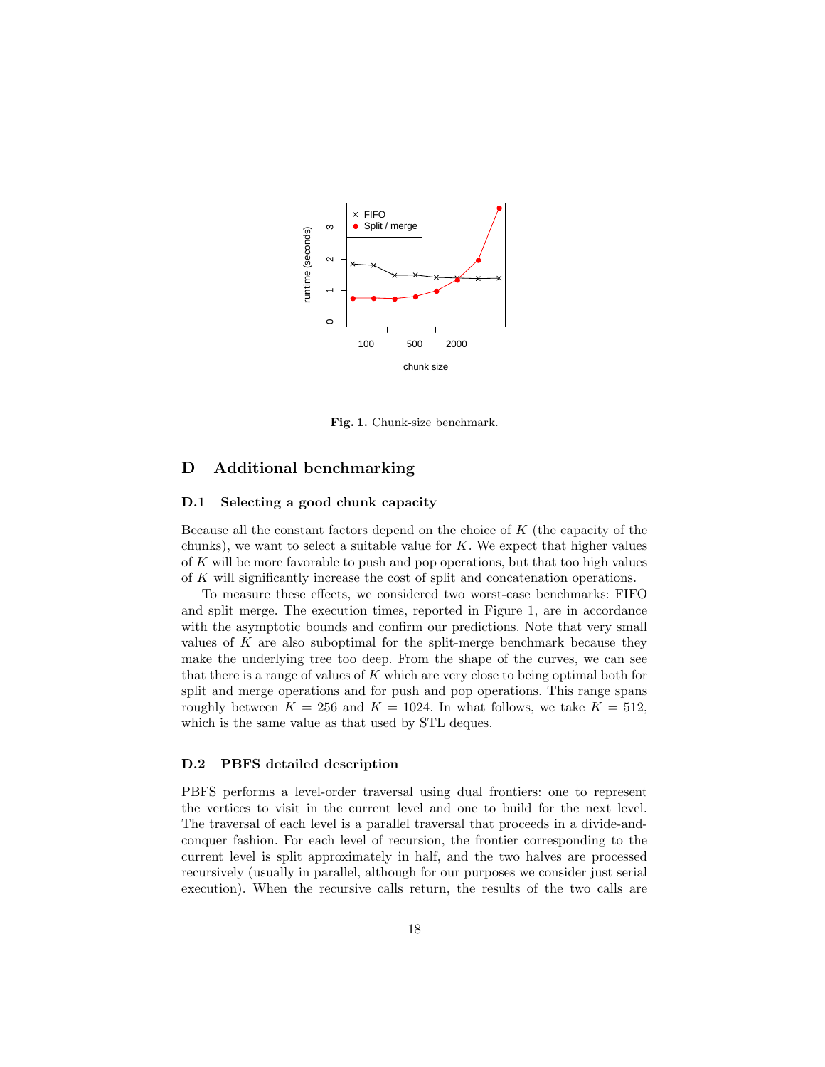Fig. 1. Chunk-size benchmark.

## D Additional benchmarking

### D.1 Selecting a good chunk capacity

Because all the constant factors depend on the choice of $K$ (the capacity of the chunks), we want to select a suitable value for $K$. We expect that higher values of $K$ will be more favorable to push and pop operations, but that too high values of $K$ will significantly increase the cost of split and concatenation operations.

To measure these effects, we considered two worst-case benchmarks: FIFO and split merge. The execution times, reported in Figure 1, are in accordance with the asymptotic bounds and confirm our predictions. Note that very small values of $K$ are also suboptimal for the split-merge benchmark because they make the underlying tree too deep. From the shape of the curves, we can see that there is a range of values of $K$ which are very close to being optimal both for split and merge operations and for push and pop operations. This range spans roughly between $K = 256$ and $K = 1024$. In what follows, we take $K = 512$, which is the same value as that used by STL deques.

### D.2 PBFS detailed description

PBFS performs a level-order traversal using dual frontiers: one to represent the vertices to visit in the current level and one to build for the next level. The traversal of each level is a parallel traversal that proceeds in a divide-and-conquer fashion. For each level of recursion, the frontier corresponding to the current level is split approximately in half, and the two halves are processed recursively (usually in parallel, although for our purposes we consider just serial execution). When the recursive calls return, the results of the two calls are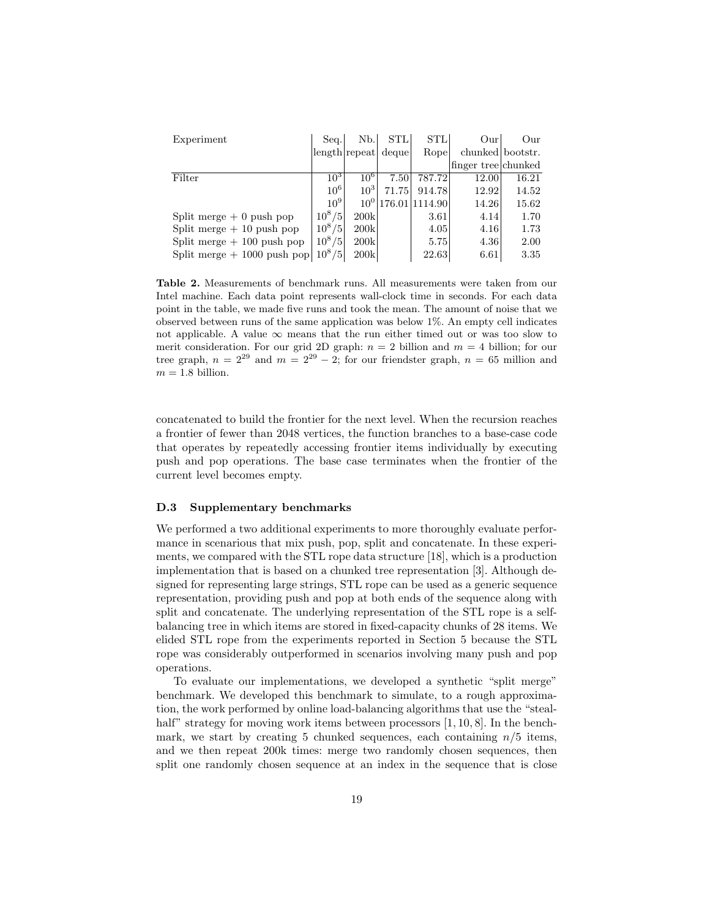| Experiment | Seq. length | Nb. repeat | STL deque | STL Rope | Our chunked finger tree | Our bootstr. chunked |
|---|---|---|---|---|---|---|
| Filter | $10^3$ | $10^6$ | 7.50 | 787.72 | 12.00 | 16.21 |
| | $10^6$ | $10^3$ | 71.75 | 914.78 | 12.92 | 14.52 |
| | $10^9$ | $10^0$ | 176.01 | 1114.90 | 14.26 | 15.62 |
| Split merge + 0 push pop | $10^8/5$ | 200k | | 3.61 | 4.14 | 1.70 |
| Split merge + 10 push pop | $10^8/5$ | 200k | | 4.05 | 4.16 | 1.73 |
| Split merge + 100 push pop | $10^8/5$ | 200k | | 5.75 | 4.36 | 2.00 |
| Split merge + 1000 push pop | $10^8/5$ | 200k | | 22.63 | 6.61 | 3.35 |

**Table 2.** Measurements of benchmark runs. All measurements were taken from our Intel machine. Each data point represents wall-clock time in seconds. For each data point in the table, we made five runs and took the mean. The amount of noise that we observed between runs of the same application was below 1%. An empty cell indicates not applicable. A value $\infty$ means that the run either timed out or was too slow to merit consideration. For our grid 2D graph: $n = 2$ billion and $m = 4$ billion; for our tree graph, $n = 2^{29}$ and $m = 2^{29} - 2$; for our friendster graph, $n = 65$ million and $m = 1.8$ billion.

concatenated to build the frontier for the next level. When the recursion reaches a frontier of fewer than 2048 vertices, the function branches to a base-case code that operates by repeatedly accessing frontier items individually by executing push and pop operations. The base case terminates when the frontier of the current level becomes empty.

### D.3 Supplementary benchmarks

We performed a two additional experiments to more thoroughly evaluate performance in scenarious that mix push, pop, split and concatenate. In these experiments, we compared with the STL rope data structure [18], which is a production implementation that is based on a chunked tree representation [3]. Although designed for representing large strings, STL rope can be used as a generic sequence representation, providing push and pop at both ends of the sequence along with split and concatenate. The underlying representation of the STL rope is a self-balancing tree in which items are stored in fixed-capacity chunks of 28 items. We elided STL rope from the experiments reported in Section 5 because the STL rope was considerably outperformed in scenarios involving many push and pop operations.

To evaluate our implementations, we developed a synthetic "split merge" benchmark. We developed this benchmark to simulate, to a rough approximation, the work performed by online load-balancing algorithms that use the "steal-half" strategy for moving work items between processors [1, 10, 8]. In the benchmark, we start by creating 5 chunked sequences, each containing $n/5$ items, and we then repeat 200k times: merge two randomly chosen sequences, then split one randomly chosen sequence at an index in the sequence that is close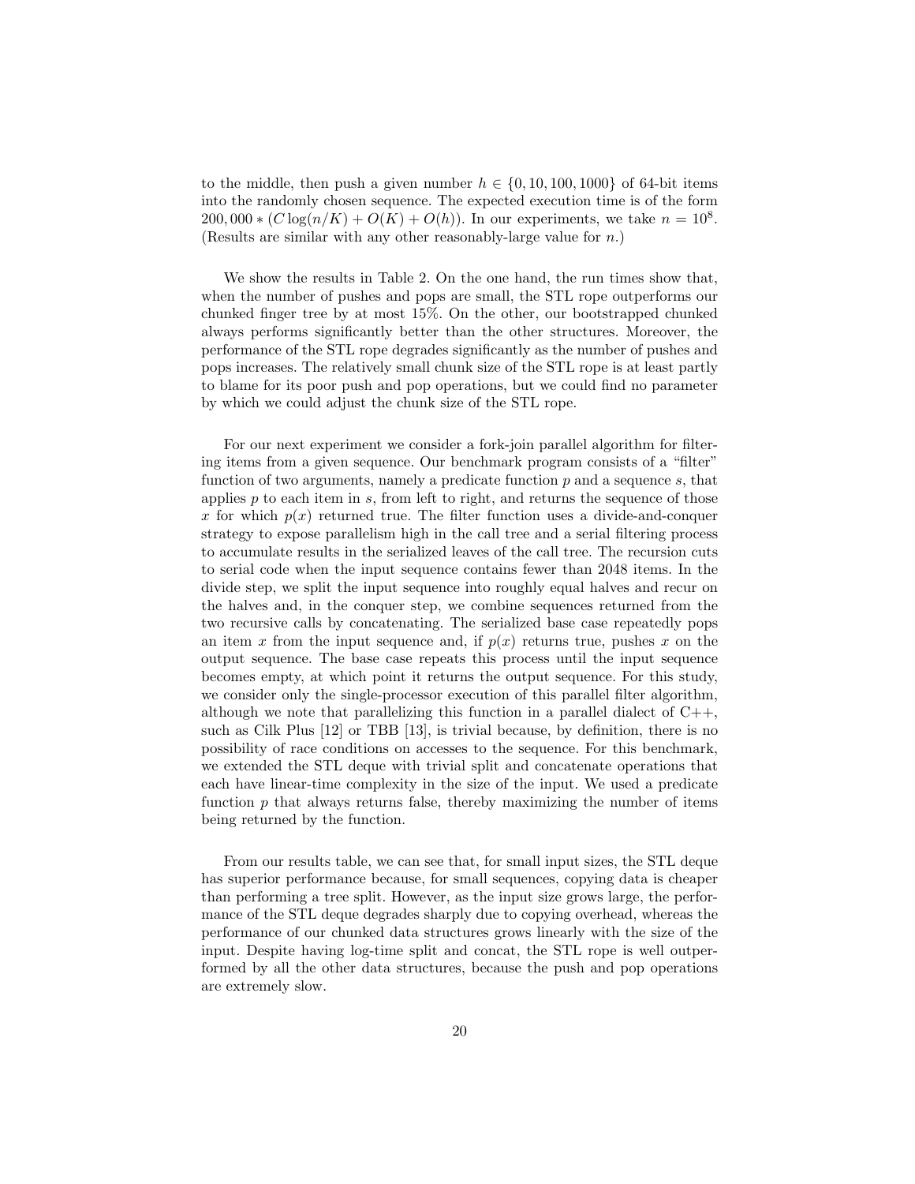to the middle, then push a given number $h \in \{0, 10, 100, 1000\}$ of 64-bit items into the randomly chosen sequence. The expected execution time is of the form $200,000 * (C \log(n/K) + O(K) + O(h))$. In our experiments, we take $n = 10^8$. (Results are similar with any other reasonably-large value for $n$.)

We show the results in Table 2. On the one hand, the run times show that, when the number of pushes and pops are small, the STL rope outperforms our chunked finger tree by at most 15%. On the other, our bootstrapped chunked always performs significantly better than the other structures. Moreover, the performance of the STL rope degrades significantly as the number of pushes and pops increases. The relatively small chunk size of the STL rope is at least partly to blame for its poor push and pop operations, but we could find no parameter by which we could adjust the chunk size of the STL rope.

For our next experiment we consider a fork-join parallel algorithm for filtering items from a given sequence. Our benchmark program consists of a "filter" function of two arguments, namely a predicate function $p$ and a sequence $s$, that applies $p$ to each item in $s$, from left to right, and returns the sequence of those $x$ for which $p(x)$ returned true. The filter function uses a divide-and-conquer strategy to expose parallelism high in the call tree and a serial filtering process to accumulate results in the serialized leaves of the call tree. The recursion cuts to serial code when the input sequence contains fewer than 2048 items. In the divide step, we split the input sequence into roughly equal halves and recur on the halves and, in the conquer step, we combine sequences returned from the two recursive calls by concatenating. The serialized base case repeatedly pops an item $x$ from the input sequence and, if $p(x)$ returns true, pushes $x$ on the output sequence. The base case repeats this process until the input sequence becomes empty, at which point it returns the output sequence. For this study, we consider only the single-processor execution of this parallel filter algorithm, although we note that parallelizing this function in a parallel dialect of C++, such as Cilk Plus [12] or TBB [13], is trivial because, by definition, there is no possibility of race conditions on accesses to the sequence. For this benchmark, we extended the STL deque with trivial split and concatenate operations that each have linear-time complexity in the size of the input. We used a predicate function $p$ that always returns false, thereby maximizing the number of items being returned by the function.

From our results table, we can see that, for small input sizes, the STL deque has superior performance because, for small sequences, copying data is cheaper than performing a tree split. However, as the input size grows large, the performance of the STL deque degrades sharply due to copying overhead, whereas the performance of our chunked data structures grows linearly with the size of the input. Despite having log-time split and concat, the STL rope is well outperformed by all the other data structures, because the push and pop operations are extremely slow.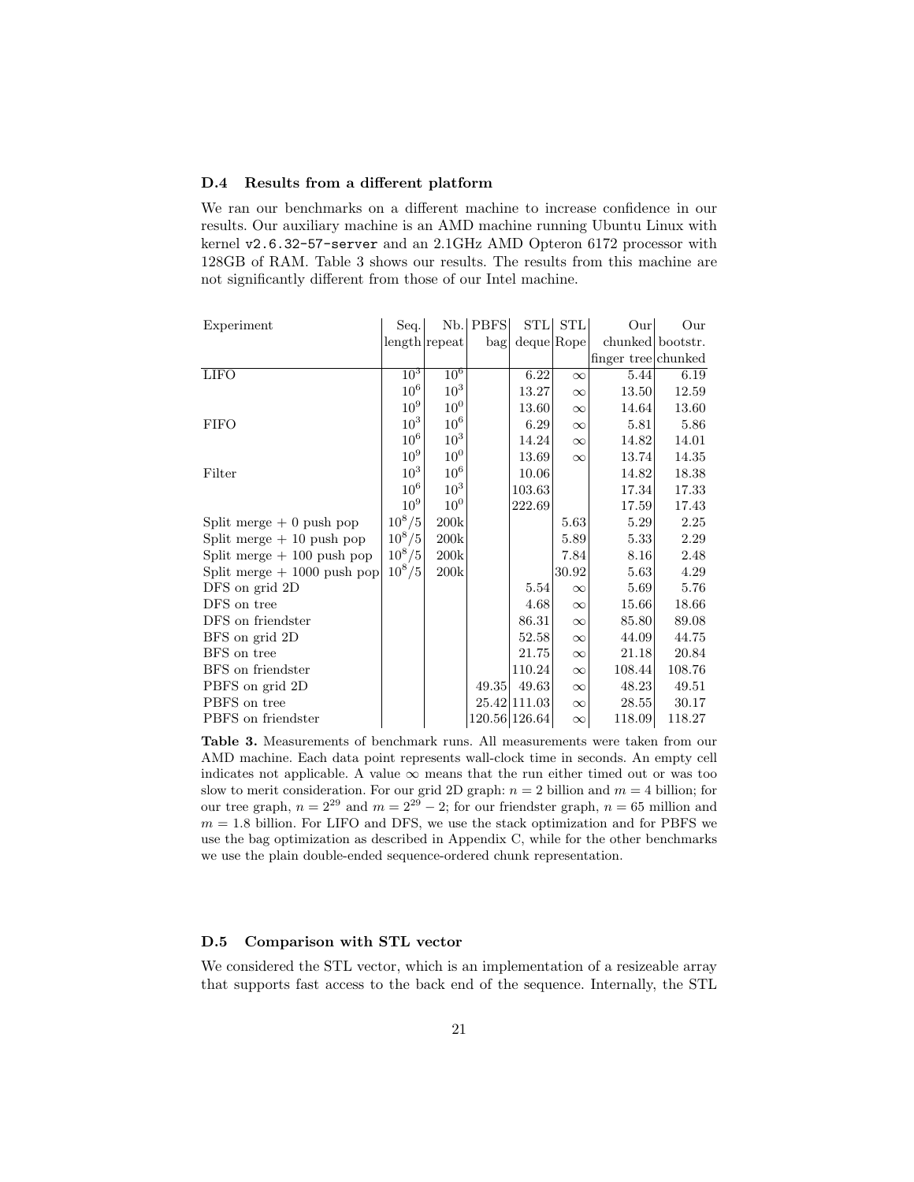### D.4 Results from a different platform

We ran our benchmarks on a different machine to increase confidence in our results. Our auxiliary machine is an AMD machine running Ubuntu Linux with kernel `v2.6.32-57-server` and an 2.1GHz AMD Opteron 6172 processor with 128GB of RAM. Table 3 shows our results. The results from this machine are not significantly different from those of our Intel machine.

| Experiment | Seq. length | Nb. repeat | PBFS bag | STL deque | STL Rope | Our chunked finger tree | Our bootstr. chunked |
|---|---|---|---|---|---|---|---|
| LIFO | $10^3$ | $10^6$ | | 6.22 | $\infty$ | 5.44 | 6.19 |
| | $10^6$ | $10^3$ | | 13.27 | $\infty$ | 13.50 | 12.59 |
| | $10^9$ | $10^0$ | | 13.60 | $\infty$ | 14.64 | 13.60 |
| FIFO | $10^3$ | $10^6$ | | 6.29 | $\infty$ | 5.81 | 5.86 |
| | $10^6$ | $10^3$ | | 14.24 | $\infty$ | 14.82 | 14.01 |
| | $10^9$ | $10^0$ | | 13.69 | $\infty$ | 13.74 | 14.35 |
| Filter | $10^3$ | $10^6$ | | 10.06 | | 14.82 | 18.38 |
| | $10^6$ | $10^3$ | | 103.63 | | 17.34 | 17.33 |
| | $10^9$ | $10^0$ | | 222.69 | | 17.59 | 17.43 |
| Split merge + 0 push pop | $10^8/5$ | 200k | | | 5.63 | 5.29 | 2.25 |
| Split merge + 10 push pop | $10^8/5$ | 200k | | | 5.89 | 5.33 | 2.29 |
| Split merge + 100 push pop | $10^8/5$ | 200k | | | 7.84 | 8.16 | 2.48 |
| Split merge + 1000 push pop | $10^8/5$ | 200k | | | 30.92 | 5.63 | 4.29 |
| DFS on grid 2D | | | | 5.54 | $\infty$ | 5.69 | 5.76 |
| DFS on tree | | | | 4.68 | $\infty$ | 15.66 | 18.66 |
| DFS on friendster | | | | 86.31 | $\infty$ | 85.80 | 89.08 |
| BFS on grid 2D | | | | 52.58 | $\infty$ | 44.09 | 44.75 |
| BFS on tree | | | | 21.75 | $\infty$ | 21.18 | 20.84 |
| BFS on friendster | | | | 110.24 | $\infty$ | 108.44 | 108.76 |
| PBFS on grid 2D | | | 49.35 | 49.63 | $\infty$ | 48.23 | 49.51 |
| PBFS on tree | | | 25.42 | 111.03 | $\infty$ | 28.55 | 30.17 |
| PBFS on friendster | | | 120.56 | 126.64 | $\infty$ | 118.09 | 118.27 |

**Table 3.** Measurements of benchmark runs. All measurements were taken from our AMD machine. Each data point represents wall-clock time in seconds. An empty cell indicates not applicable. A value $\infty$ means that the run either timed out or was too slow to merit consideration. For our grid 2D graph: $n = 2$ billion and $m = 4$ billion; for our tree graph, $n = 2^{29}$ and $m = 2^{29} - 2$; for our friendster graph, $n = 65$ million and $m = 1.8$ billion. For LIFO and DFS, we use the stack optimization and for PBFS we use the bag optimization as described in Appendix C, while for the other benchmarks we use the plain double-ended sequence-ordered chunk representation.

### D.5 Comparison with STL vector

We considered the STL vector, which is an implementation of a resizeable array that supports fast access to the back end of the sequence. Internally, the STL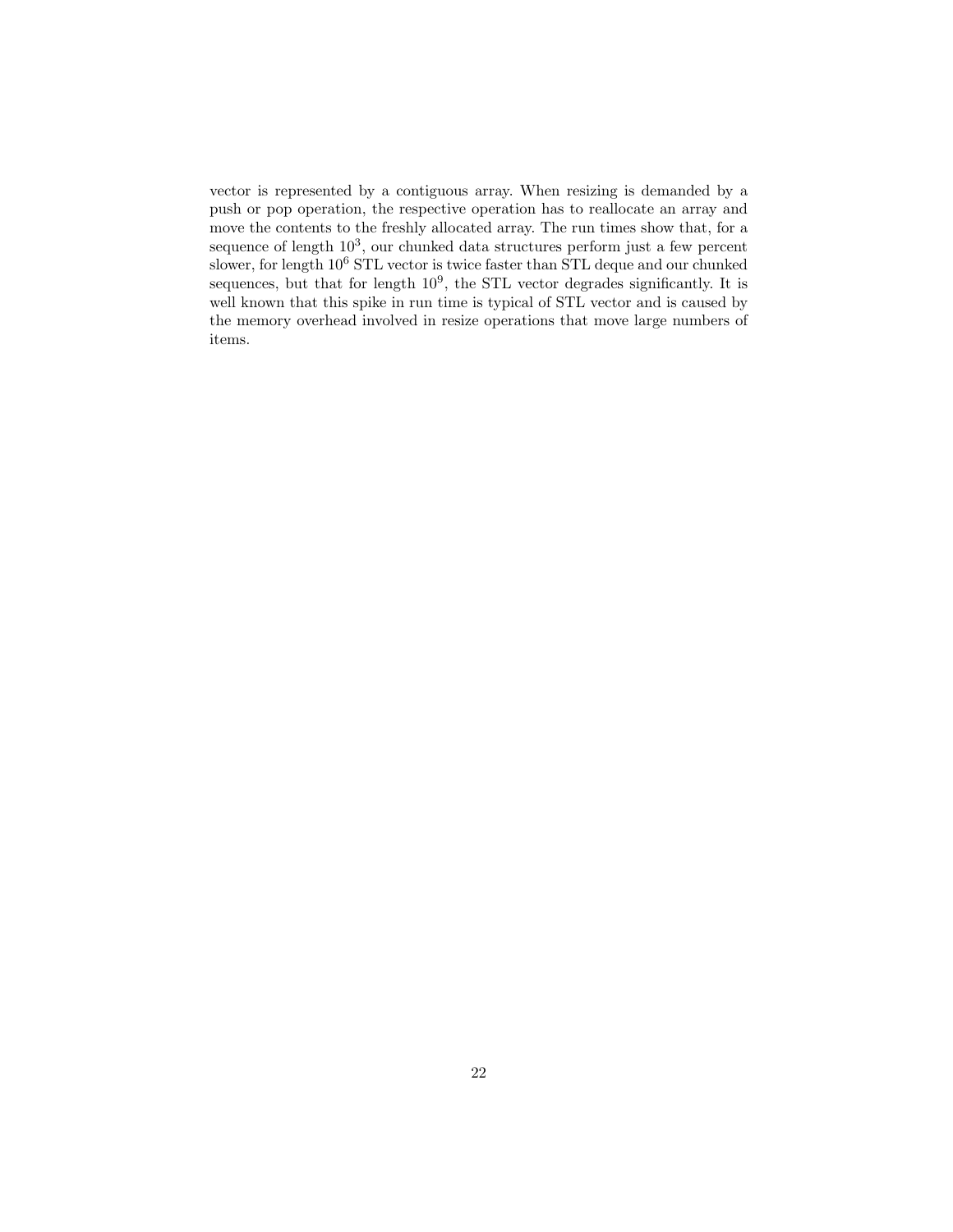vector is represented by a contiguous array. When resizing is demanded by a push or pop operation, the respective operation has to reallocate an array and move the contents to the freshly allocated array. The run times show that, for a sequence of length $10^3$, our chunked data structures perform just a few percent slower, for length $10^6$ STL vector is twice faster than STL deque and our chunked sequences, but that for length $10^9$, the STL vector degrades significantly. It is well known that this spike in run time is typical of STL vector and is caused by the memory overhead involved in resize operations that move large numbers of items.